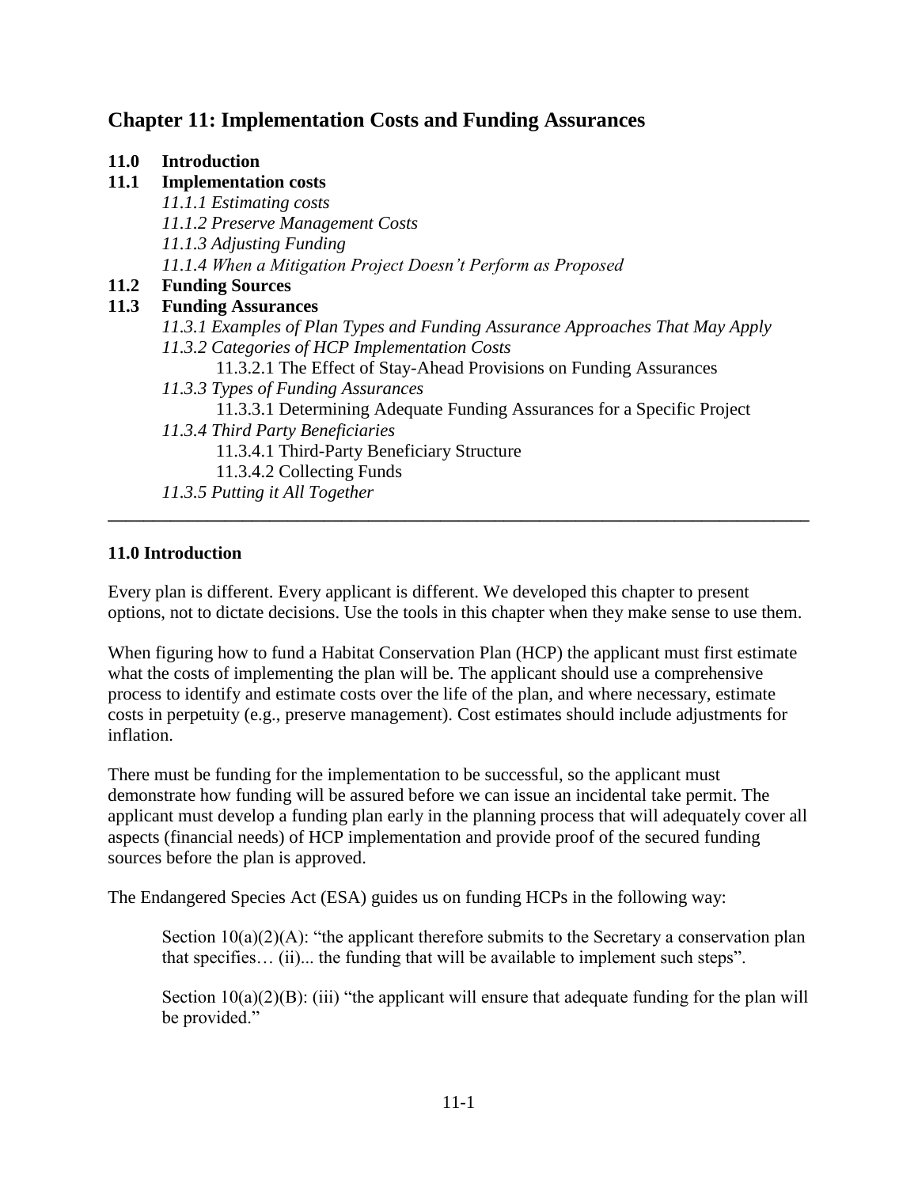# Chapter 11: Implementation Costs and Funding Assurances

**11.0 Introduction**

**11.1 Implementation costs**

- *11.1.1 Estimating costs*
- *11.1.2 Preserve Management Costs*
- *11.1.3 Adjusting Funding*
- *11.1.4 When a Mitigation Project Doesn't Perform as Proposed*

**11.2 Funding Sources**

**11.3 Funding Assurances**

- *11.3.1 Examples of Plan Types and Funding Assurance Approaches That May Apply*
- *11.3.2 Categories of HCP Implementation Costs*
    - 11.3.2.1 The Effect of Stay-Ahead Provisions on Funding Assurances
- *11.3.3 Types of Funding Assurances*
    - 11.3.3.1 Determining Adequate Funding Assurances for a Specific Project
- *11.3.4 Third Party Beneficiaries*
    - 11.3.4.1 Third-Party Beneficiary Structure
    - 11.3.4.2 Collecting Funds
- *11.3.5 Putting it All Together*

---

## 11.0 Introduction

Every plan is different. Every applicant is different. We developed this chapter to present options, not to dictate decisions. Use the tools in this chapter when they make sense to use them.

When figuring how to fund a Habitat Conservation Plan (HCP) the applicant must first estimate what the costs of implementing the plan will be. The applicant should use a comprehensive process to identify and estimate costs over the life of the plan, and where necessary, estimate costs in perpetuity (e.g., preserve management). Cost estimates should include adjustments for inflation.

There must be funding for the implementation to be successful, so the applicant must demonstrate how funding will be assured before we can issue an incidental take permit. The applicant must develop a funding plan early in the planning process that will adequately cover all aspects (financial needs) of HCP implementation and provide proof of the secured funding sources before the plan is approved.

The Endangered Species Act (ESA) guides us on funding HCPs in the following way:

> Section 10(a)(2)(A): "the applicant therefore submits to the Secretary a conservation plan that specifies… (ii)... the funding that will be available to implement such steps".
>
> Section 10(a)(2)(B): (iii) "the applicant will ensure that adequate funding for the plan will be provided."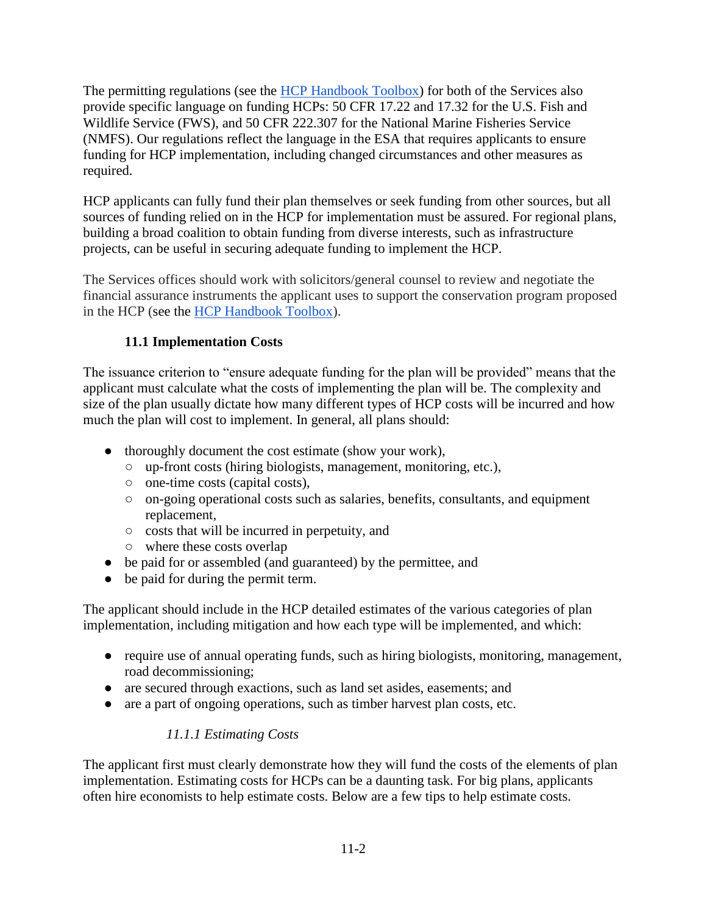The permitting regulations (see the HCP Handbook Toolbox) for both of the Services also provide specific language on funding HCPs: 50 CFR 17.22 and 17.32 for the U.S. Fish and Wildlife Service (FWS), and 50 CFR 222.307 for the National Marine Fisheries Service (NMFS). Our regulations reflect the language in the ESA that requires applicants to ensure funding for HCP implementation, including changed circumstances and other measures as required.

HCP applicants can fully fund their plan themselves or seek funding from other sources, but all sources of funding relied on in the HCP for implementation must be assured. For regional plans, building a broad coalition to obtain funding from diverse interests, such as infrastructure projects, can be useful in securing adequate funding to implement the HCP.

The Services offices should work with solicitors/general counsel to review and negotiate the financial assurance instruments the applicant uses to support the conservation program proposed in the HCP (see the HCP Handbook Toolbox).

## 11.1 Implementation Costs

The issuance criterion to "ensure adequate funding for the plan will be provided" means that the applicant must calculate what the costs of implementing the plan will be. The complexity and size of the plan usually dictate how many different types of HCP costs will be incurred and how much the plan will cost to implement. In general, all plans should:

- thoroughly document the cost estimate (show your work),
  - up-front costs (hiring biologists, management, monitoring, etc.),
  - one-time costs (capital costs),
  - on-going operational costs such as salaries, benefits, consultants, and equipment replacement,
  - costs that will be incurred in perpetuity, and
  - where these costs overlap
- be paid for or assembled (and guaranteed) by the permittee, and
- be paid for during the permit term.

The applicant should include in the HCP detailed estimates of the various categories of plan implementation, including mitigation and how each type will be implemented, and which:

- require use of annual operating funds, such as hiring biologists, monitoring, management, road decommissioning;
- are secured through exactions, such as land set asides, easements; and
- are a part of ongoing operations, such as timber harvest plan costs, etc.

### *11.1.1 Estimating Costs*

The applicant first must clearly demonstrate how they will fund the costs of the elements of plan implementation. Estimating costs for HCPs can be a daunting task. For big plans, applicants often hire economists to help estimate costs. Below are a few tips to help estimate costs.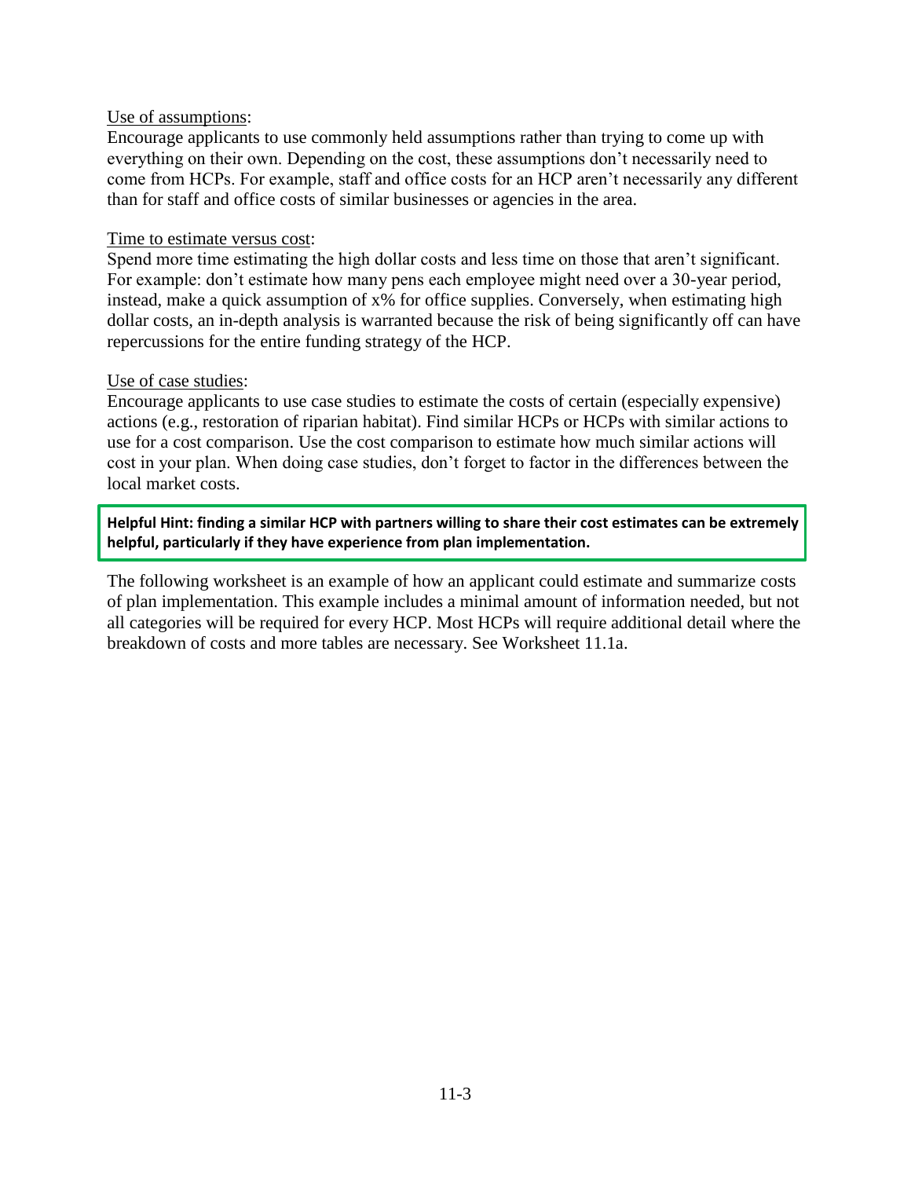Use of assumptions:

Encourage applicants to use commonly held assumptions rather than trying to come up with everything on their own. Depending on the cost, these assumptions don't necessarily need to come from HCPs. For example, staff and office costs for an HCP aren't necessarily any different than for staff and office costs of similar businesses or agencies in the area.

Time to estimate versus cost:

Spend more time estimating the high dollar costs and less time on those that aren't significant. For example: don't estimate how many pens each employee might need over a 30-year period, instead, make a quick assumption of x% for office supplies. Conversely, when estimating high dollar costs, an in-depth analysis is warranted because the risk of being significantly off can have repercussions for the entire funding strategy of the HCP.

Use of case studies:

Encourage applicants to use case studies to estimate the costs of certain (especially expensive) actions (e.g., restoration of riparian habitat). Find similar HCPs or HCPs with similar actions to use for a cost comparison. Use the cost comparison to estimate how much similar actions will cost in your plan. When doing case studies, don't forget to factor in the differences between the local market costs.

**Helpful Hint: finding a similar HCP with partners willing to share their cost estimates can be extremely helpful, particularly if they have experience from plan implementation.**

The following worksheet is an example of how an applicant could estimate and summarize costs of plan implementation. This example includes a minimal amount of information needed, but not all categories will be required for every HCP. Most HCPs will require additional detail where the breakdown of costs and more tables are necessary. See Worksheet 11.1a.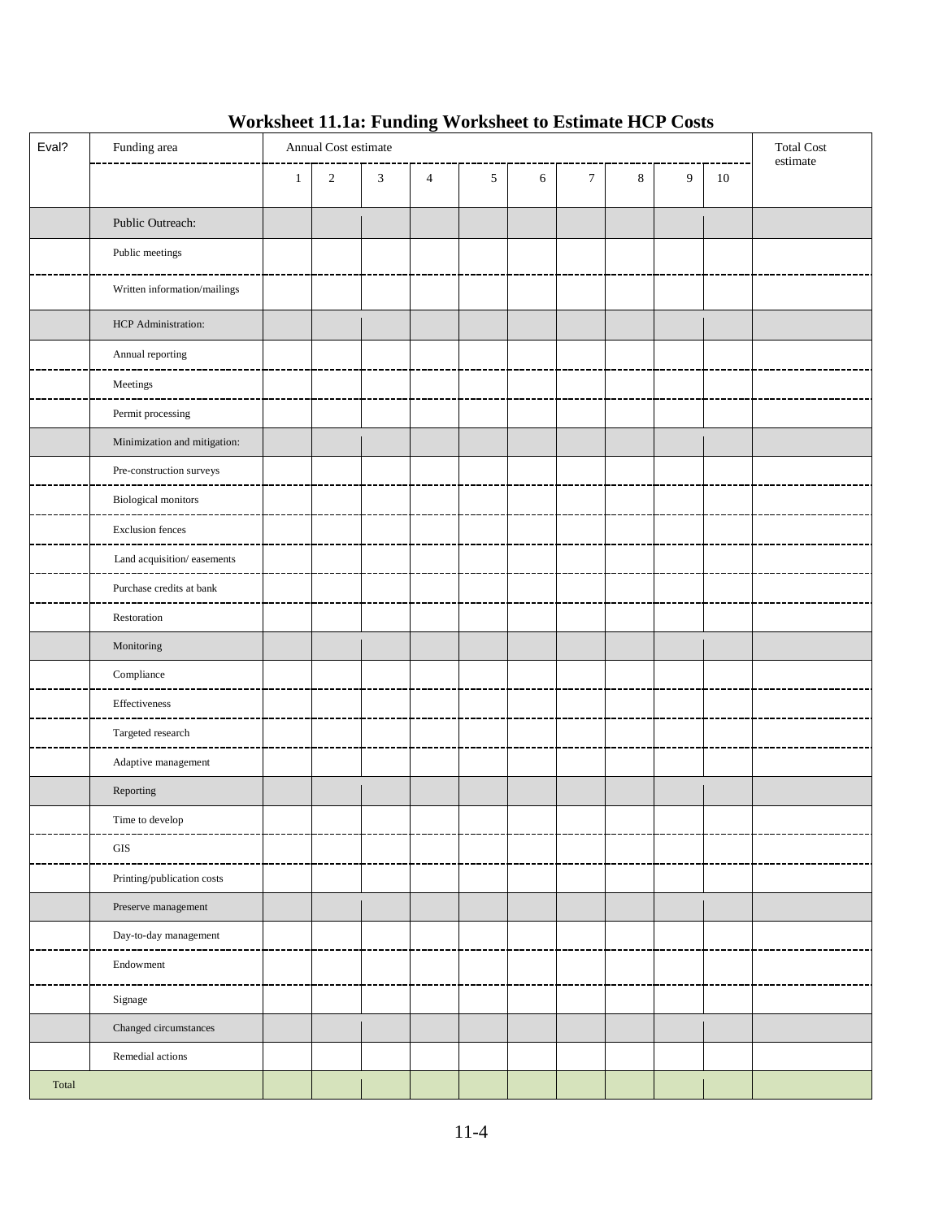# Worksheet 11.1a: Funding Worksheet to Estimate HCP Costs

| Eval? | Funding area | Annual Cost estimate | | | | | | | | | | Total Cost estimate |
|---|---|---|---|---|---|---|---|---|---|---|---|---|
| | | 1 | 2 | 3 | 4 | 5 | 6 | 7 | 8 | 9 | 10 | |
| | Public Outreach: | | | | | | | | | | | |
| | Public meetings | | | | | | | | | | | |
| | Written information/mailings | | | | | | | | | | | |
| | HCP Administration: | | | | | | | | | | | |
| | Annual reporting | | | | | | | | | | | |
| | Meetings | | | | | | | | | | | |
| | Permit processing | | | | | | | | | | | |
| | Minimization and mitigation: | | | | | | | | | | | |
| | Pre-construction surveys | | | | | | | | | | | |
| | Biological monitors | | | | | | | | | | | |
| | Exclusion fences | | | | | | | | | | | |
| | Land acquisition/ easements | | | | | | | | | | | |
| | Purchase credits at bank | | | | | | | | | | | |
| | Restoration | | | | | | | | | | | |
| | Monitoring | | | | | | | | | | | |
| | Compliance | | | | | | | | | | | |
| | Effectiveness | | | | | | | | | | | |
| | Targeted research | | | | | | | | | | | |
| | Adaptive management | | | | | | | | | | | |
| | Reporting | | | | | | | | | | | |
| | Time to develop | | | | | | | | | | | |
| | GIS | | | | | | | | | | | |
| | Printing/publication costs | | | | | | | | | | | |
| | Preserve management | | | | | | | | | | | |
| | Day-to-day management | | | | | | | | | | | |
| | Endowment | | | | | | | | | | | |
| | Signage | | | | | | | | | | | |
| | Changed circumstances | | | | | | | | | | | |
| | Remedial actions | | | | | | | | | | | |
| Total | | | | | | | | | | | | |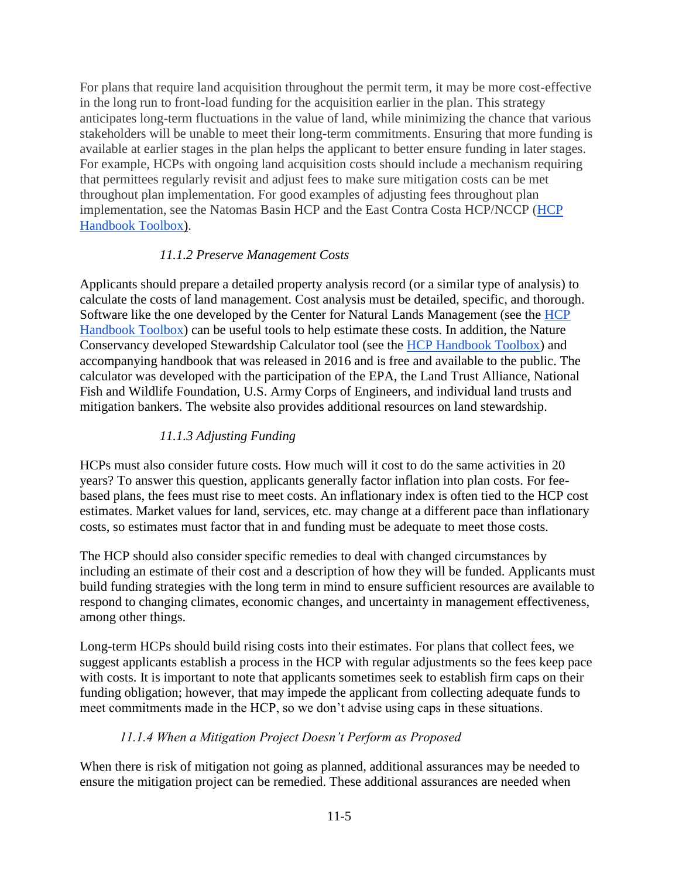For plans that require land acquisition throughout the permit term, it may be more cost-effective in the long run to front-load funding for the acquisition earlier in the plan. This strategy anticipates long-term fluctuations in the value of land, while minimizing the chance that various stakeholders will be unable to meet their long-term commitments. Ensuring that more funding is available at earlier stages in the plan helps the applicant to better ensure funding in later stages. For example, HCPs with ongoing land acquisition costs should include a mechanism requiring that permittees regularly revisit and adjust fees to make sure mitigation costs can be met throughout plan implementation. For good examples of adjusting fees throughout plan implementation, see the Natomas Basin HCP and the East Contra Costa HCP/NCCP (HCP Handbook Toolbox).

### *11.1.2 Preserve Management Costs*

Applicants should prepare a detailed property analysis record (or a similar type of analysis) to calculate the costs of land management. Cost analysis must be detailed, specific, and thorough. Software like the one developed by the Center for Natural Lands Management (see the HCP Handbook Toolbox) can be useful tools to help estimate these costs. In addition, the Nature Conservancy developed Stewardship Calculator tool (see the HCP Handbook Toolbox) and accompanying handbook that was released in 2016 and is free and available to the public. The calculator was developed with the participation of the EPA, the Land Trust Alliance, National Fish and Wildlife Foundation, U.S. Army Corps of Engineers, and individual land trusts and mitigation bankers. The website also provides additional resources on land stewardship.

### *11.1.3 Adjusting Funding*

HCPs must also consider future costs. How much will it cost to do the same activities in 20 years? To answer this question, applicants generally factor inflation into plan costs. For fee-based plans, the fees must rise to meet costs. An inflationary index is often tied to the HCP cost estimates. Market values for land, services, etc. may change at a different pace than inflationary costs, so estimates must factor that in and funding must be adequate to meet those costs.

The HCP should also consider specific remedies to deal with changed circumstances by including an estimate of their cost and a description of how they will be funded. Applicants must build funding strategies with the long term in mind to ensure sufficient resources are available to respond to changing climates, economic changes, and uncertainty in management effectiveness, among other things.

Long-term HCPs should build rising costs into their estimates. For plans that collect fees, we suggest applicants establish a process in the HCP with regular adjustments so the fees keep pace with costs. It is important to note that applicants sometimes seek to establish firm caps on their funding obligation; however, that may impede the applicant from collecting adequate funds to meet commitments made in the HCP, so we don't advise using caps in these situations.

### *11.1.4 When a Mitigation Project Doesn't Perform as Proposed*

When there is risk of mitigation not going as planned, additional assurances may be needed to ensure the mitigation project can be remedied. These additional assurances are needed when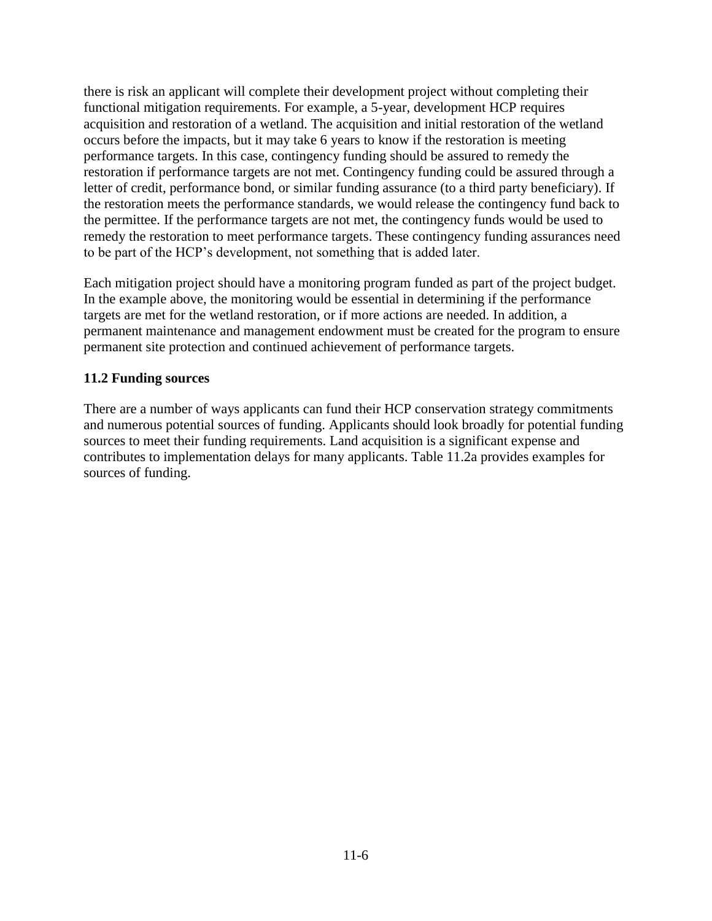there is risk an applicant will complete their development project without completing their functional mitigation requirements. For example, a 5-year, development HCP requires acquisition and restoration of a wetland. The acquisition and initial restoration of the wetland occurs before the impacts, but it may take 6 years to know if the restoration is meeting performance targets. In this case, contingency funding should be assured to remedy the restoration if performance targets are not met. Contingency funding could be assured through a letter of credit, performance bond, or similar funding assurance (to a third party beneficiary). If the restoration meets the performance standards, we would release the contingency fund back to the permittee. If the performance targets are not met, the contingency funds would be used to remedy the restoration to meet performance targets. These contingency funding assurances need to be part of the HCP's development, not something that is added later.

Each mitigation project should have a monitoring program funded as part of the project budget. In the example above, the monitoring would be essential in determining if the performance targets are met for the wetland restoration, or if more actions are needed. In addition, a permanent maintenance and management endowment must be created for the program to ensure permanent site protection and continued achievement of performance targets.

**11.2 Funding sources**

There are a number of ways applicants can fund their HCP conservation strategy commitments and numerous potential sources of funding. Applicants should look broadly for potential funding sources to meet their funding requirements. Land acquisition is a significant expense and contributes to implementation delays for many applicants. Table 11.2a provides examples for sources of funding.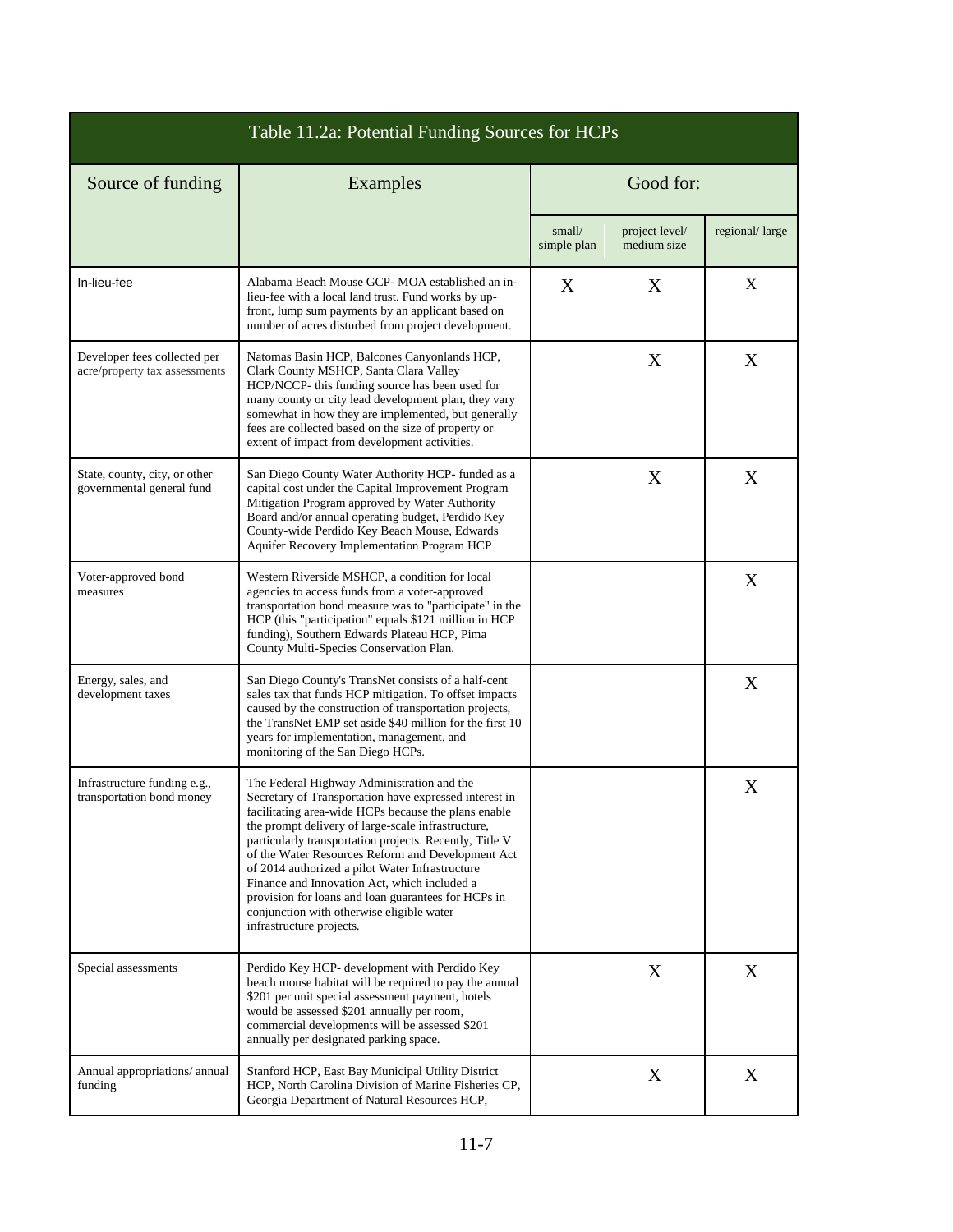| Table 11.2a: Potential Funding Sources for HCPs | | | | |
|---|---|---|---|---|
| Source of funding | Examples | Good for: | | |
| | | small/ simple plan | project level/ medium size | regional/ large |
| In-lieu-fee | Alabama Beach Mouse GCP- MOA established an in-lieu-fee with a local land trust. Fund works by up-front, lump sum payments by an applicant based on number of acres disturbed from project development. | X | X | X |
| Developer fees collected per acre/property tax assessments | Natomas Basin HCP, Balcones Canyonlands HCP, Clark County MSHCP, Santa Clara Valley HCP/NCCP- this funding source has been used for many county or city lead development plan, they vary somewhat in how they are implemented, but generally fees are collected based on the size of property or extent of impact from development activities. | | X | X |
| State, county, city, or other governmental general fund | San Diego County Water Authority HCP- funded as a capital cost under the Capital Improvement Program Mitigation Program approved by Water Authority Board and/or annual operating budget, Perdido Key County-wide Perdido Key Beach Mouse, Edwards Aquifer Recovery Implementation Program HCP | | X | X |
| Voter-approved bond measures | Western Riverside MSHCP, a condition for local agencies to access funds from a voter-approved transportation bond measure was to "participate" in the HCP (this "participation" equals $121 million in HCP funding), Southern Edwards Plateau HCP, Pima County Multi-Species Conservation Plan. | | | X |
| Energy, sales, and development taxes | San Diego County's TransNet consists of a half-cent sales tax that funds HCP mitigation. To offset impacts caused by the construction of transportation projects, the TransNet EMP set aside $40 million for the first 10 years for implementation, management, and monitoring of the San Diego HCPs. | | | X |
| Infrastructure funding e.g., transportation bond money | The Federal Highway Administration and the Secretary of Transportation have expressed interest in facilitating area-wide HCPs because the plans enable the prompt delivery of large-scale infrastructure, particularly transportation projects. Recently, Title V of the Water Resources Reform and Development Act of 2014 authorized a pilot Water Infrastructure Finance and Innovation Act, which included a provision for loans and loan guarantees for HCPs in conjunction with otherwise eligible water infrastructure projects. | | | X |
| Special assessments | Perdido Key HCP- development with Perdido Key beach mouse habitat will be required to pay the annual $201 per unit special assessment payment, hotels would be assessed $201 annually per room, commercial developments will be assessed $201 annually per designated parking space. | | X | X |
| Annual appropriations/ annual funding | Stanford HCP, East Bay Municipal Utility District HCP, North Carolina Division of Marine Fisheries CP, Georgia Department of Natural Resources HCP, | | X | X |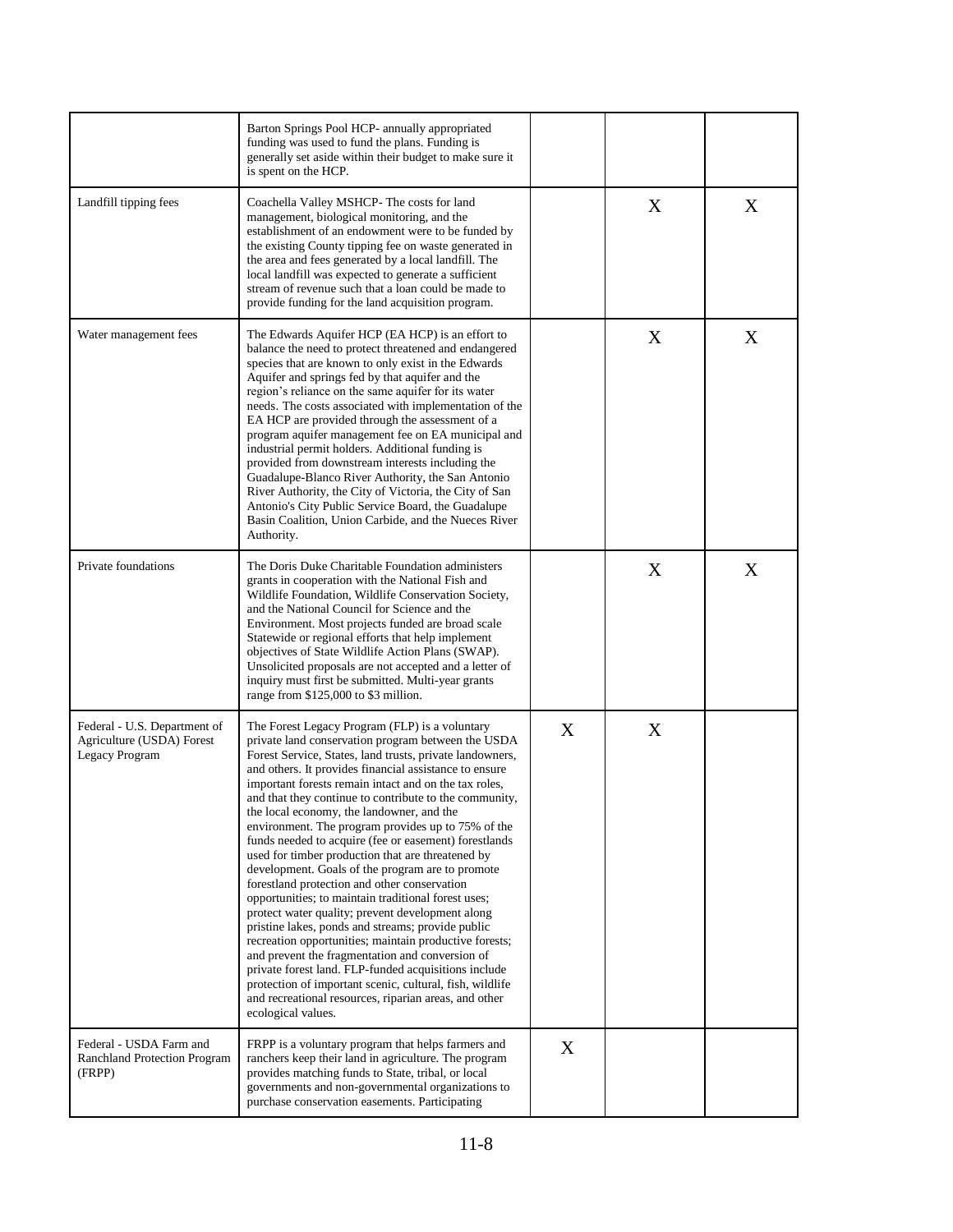| | | | | |
|---|---|---|---|---|
| | Barton Springs Pool HCP- annually appropriated funding was used to fund the plans. Funding is generally set aside within their budget to make sure it is spent on the HCP. | | | |
| Landfill tipping fees | Coachella Valley MSHCP- The costs for land management, biological monitoring, and the establishment of an endowment were to be funded by the existing County tipping fee on waste generated in the area and fees generated by a local landfill. The local landfill was expected to generate a sufficient stream of revenue such that a loan could be made to provide funding for the land acquisition program. | | X | X |
| Water management fees | The Edwards Aquifer HCP (EA HCP) is an effort to balance the need to protect threatened and endangered species that are known to only exist in the Edwards Aquifer and springs fed by that aquifer and the region's reliance on the same aquifer for its water needs. The costs associated with implementation of the EA HCP are provided through the assessment of a program aquifer management fee on EA municipal and industrial permit holders. Additional funding is provided from downstream interests including the Guadalupe-Blanco River Authority, the San Antonio River Authority, the City of Victoria, the City of San Antonio's City Public Service Board, the Guadalupe Basin Coalition, Union Carbide, and the Nueces River Authority. | | X | X |
| Private foundations | The Doris Duke Charitable Foundation administers grants in cooperation with the National Fish and Wildlife Foundation, Wildlife Conservation Society, and the National Council for Science and the Environment. Most projects funded are broad scale Statewide or regional efforts that help implement objectives of State Wildlife Action Plans (SWAP). Unsolicited proposals are not accepted and a letter of inquiry must first be submitted. Multi-year grants range from $125,000 to $3 million. | | X | X |
| Federal - U.S. Department of Agriculture (USDA) Forest Legacy Program | The Forest Legacy Program (FLP) is a voluntary private land conservation program between the USDA Forest Service, States, land trusts, private landowners, and others. It provides financial assistance to ensure important forests remain intact and on the tax roles, and that they continue to contribute to the community, the local economy, the landowner, and the environment. The program provides up to 75% of the funds needed to acquire (fee or easement) forestlands used for timber production that are threatened by development. Goals of the program are to promote forestland protection and other conservation opportunities; to maintain traditional forest uses; protect water quality; prevent development along pristine lakes, ponds and streams; provide public recreation opportunities; maintain productive forests; and prevent the fragmentation and conversion of private forest land. FLP-funded acquisitions include protection of important scenic, cultural, fish, wildlife and recreational resources, riparian areas, and other ecological values. | X | X | |
| Federal - USDA Farm and Ranchland Protection Program (FRPP) | FRPP is a voluntary program that helps farmers and ranchers keep their land in agriculture. The program provides matching funds to State, tribal, or local governments and non-governmental organizations to purchase conservation easements. Participating | X | | |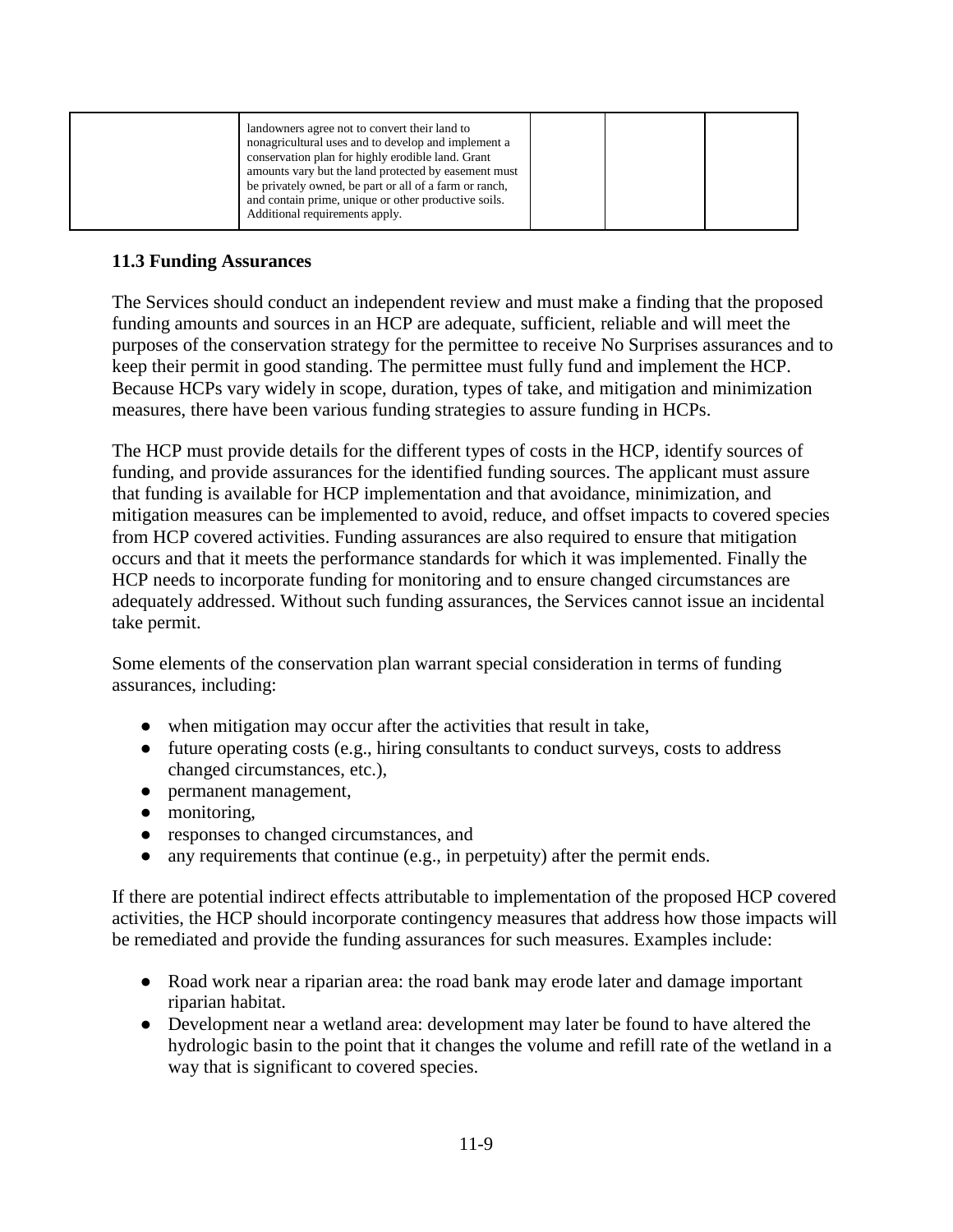|  | landowners agree not to convert their land to nonagricultural uses and to develop and implement a conservation plan for highly erodible land. Grant amounts vary but the land protected by easement must be privately owned, be part or all of a farm or ranch, and contain prime, unique or other productive soils. Additional requirements apply. |  |  |  |
|---|---|---|---|---|

### 11.3 Funding Assurances

The Services should conduct an independent review and must make a finding that the proposed funding amounts and sources in an HCP are adequate, sufficient, reliable and will meet the purposes of the conservation strategy for the permittee to receive No Surprises assurances and to keep their permit in good standing. The permittee must fully fund and implement the HCP. Because HCPs vary widely in scope, duration, types of take, and mitigation and minimization measures, there have been various funding strategies to assure funding in HCPs.

The HCP must provide details for the different types of costs in the HCP, identify sources of funding, and provide assurances for the identified funding sources. The applicant must assure that funding is available for HCP implementation and that avoidance, minimization, and mitigation measures can be implemented to avoid, reduce, and offset impacts to covered species from HCP covered activities. Funding assurances are also required to ensure that mitigation occurs and that it meets the performance standards for which it was implemented. Finally the HCP needs to incorporate funding for monitoring and to ensure changed circumstances are adequately addressed. Without such funding assurances, the Services cannot issue an incidental take permit.

Some elements of the conservation plan warrant special consideration in terms of funding assurances, including:

- when mitigation may occur after the activities that result in take,
- future operating costs (e.g., hiring consultants to conduct surveys, costs to address changed circumstances, etc.),
- permanent management,
- monitoring,
- responses to changed circumstances, and
- any requirements that continue (e.g., in perpetuity) after the permit ends.

If there are potential indirect effects attributable to implementation of the proposed HCP covered activities, the HCP should incorporate contingency measures that address how those impacts will be remediated and provide the funding assurances for such measures. Examples include:

- Road work near a riparian area: the road bank may erode later and damage important riparian habitat.
- Development near a wetland area: development may later be found to have altered the hydrologic basin to the point that it changes the volume and refill rate of the wetland in a way that is significant to covered species.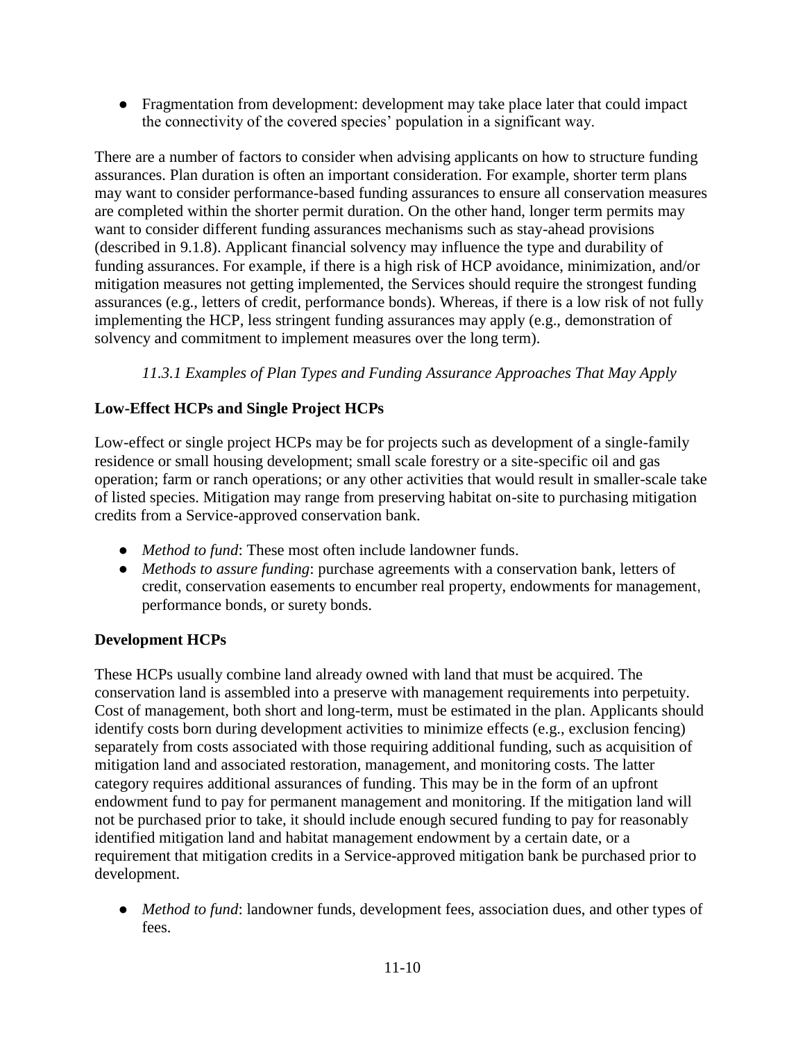- Fragmentation from development: development may take place later that could impact the connectivity of the covered species' population in a significant way.

There are a number of factors to consider when advising applicants on how to structure funding assurances. Plan duration is often an important consideration. For example, shorter term plans may want to consider performance-based funding assurances to ensure all conservation measures are completed within the shorter permit duration. On the other hand, longer term permits may want to consider different funding assurances mechanisms such as stay-ahead provisions (described in 9.1.8). Applicant financial solvency may influence the type and durability of funding assurances. For example, if there is a high risk of HCP avoidance, minimization, and/or mitigation measures not getting implemented, the Services should require the strongest funding assurances (e.g., letters of credit, performance bonds). Whereas, if there is a low risk of not fully implementing the HCP, less stringent funding assurances may apply (e.g., demonstration of solvency and commitment to implement measures over the long term).

### *11.3.1 Examples of Plan Types and Funding Assurance Approaches That May Apply*

**Low-Effect HCPs and Single Project HCPs**

Low-effect or single project HCPs may be for projects such as development of a single-family residence or small housing development; small scale forestry or a site-specific oil and gas operation; farm or ranch operations; or any other activities that would result in smaller-scale take of listed species. Mitigation may range from preserving habitat on-site to purchasing mitigation credits from a Service-approved conservation bank.

- *Method to fund*: These most often include landowner funds.
- *Methods to assure funding*: purchase agreements with a conservation bank, letters of credit, conservation easements to encumber real property, endowments for management, performance bonds, or surety bonds.

**Development HCPs**

These HCPs usually combine land already owned with land that must be acquired. The conservation land is assembled into a preserve with management requirements into perpetuity. Cost of management, both short and long-term, must be estimated in the plan. Applicants should identify costs born during development activities to minimize effects (e.g., exclusion fencing) separately from costs associated with those requiring additional funding, such as acquisition of mitigation land and associated restoration, management, and monitoring costs. The latter category requires additional assurances of funding. This may be in the form of an upfront endowment fund to pay for permanent management and monitoring. If the mitigation land will not be purchased prior to take, it should include enough secured funding to pay for reasonably identified mitigation land and habitat management endowment by a certain date, or a requirement that mitigation credits in a Service-approved mitigation bank be purchased prior to development.

- *Method to fund*: landowner funds, development fees, association dues, and other types of fees.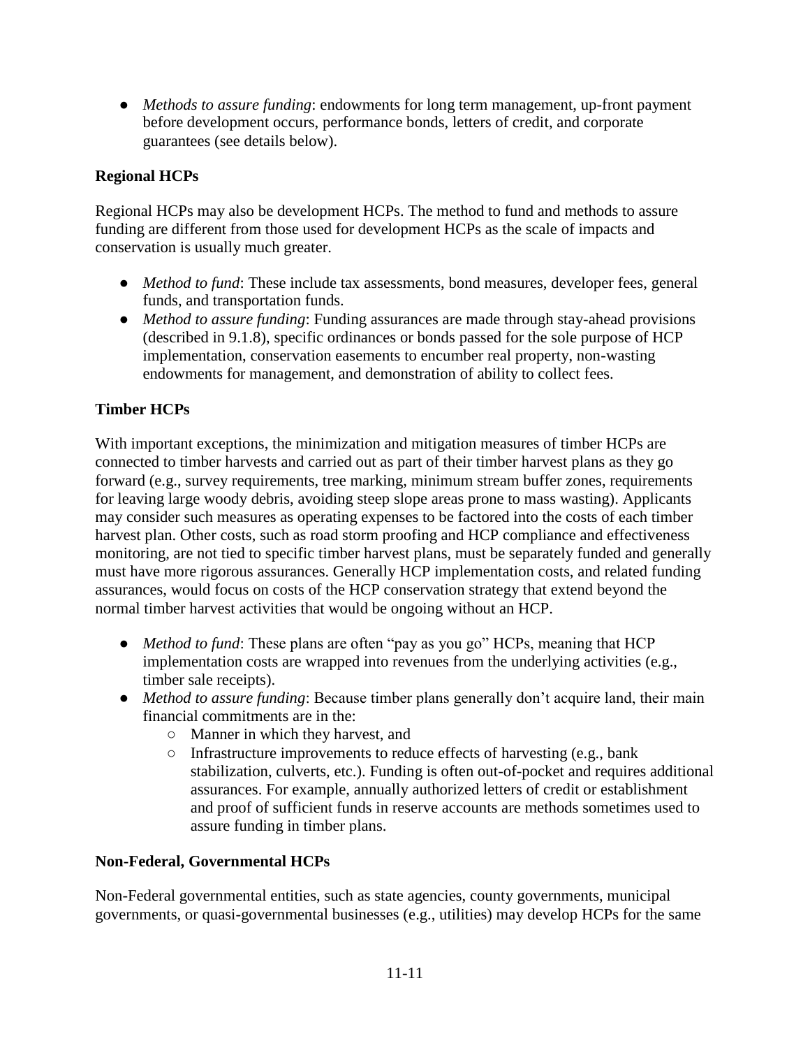- *Methods to assure funding*: endowments for long term management, up-front payment before development occurs, performance bonds, letters of credit, and corporate guarantees (see details below).

**Regional HCPs**

Regional HCPs may also be development HCPs. The method to fund and methods to assure funding are different from those used for development HCPs as the scale of impacts and conservation is usually much greater.

- *Method to fund*: These include tax assessments, bond measures, developer fees, general funds, and transportation funds.
- *Method to assure funding*: Funding assurances are made through stay-ahead provisions (described in 9.1.8), specific ordinances or bonds passed for the sole purpose of HCP implementation, conservation easements to encumber real property, non-wasting endowments for management, and demonstration of ability to collect fees.

**Timber HCPs**

With important exceptions, the minimization and mitigation measures of timber HCPs are connected to timber harvests and carried out as part of their timber harvest plans as they go forward (e.g., survey requirements, tree marking, minimum stream buffer zones, requirements for leaving large woody debris, avoiding steep slope areas prone to mass wasting). Applicants may consider such measures as operating expenses to be factored into the costs of each timber harvest plan. Other costs, such as road storm proofing and HCP compliance and effectiveness monitoring, are not tied to specific timber harvest plans, must be separately funded and generally must have more rigorous assurances. Generally HCP implementation costs, and related funding assurances, would focus on costs of the HCP conservation strategy that extend beyond the normal timber harvest activities that would be ongoing without an HCP.

- *Method to fund*: These plans are often "pay as you go" HCPs, meaning that HCP implementation costs are wrapped into revenues from the underlying activities (e.g., timber sale receipts).
- *Method to assure funding*: Because timber plans generally don't acquire land, their main financial commitments are in the:
  - Manner in which they harvest, and
  - Infrastructure improvements to reduce effects of harvesting (e.g., bank stabilization, culverts, etc.). Funding is often out-of-pocket and requires additional assurances. For example, annually authorized letters of credit or establishment and proof of sufficient funds in reserve accounts are methods sometimes used to assure funding in timber plans.

**Non-Federal, Governmental HCPs**

Non-Federal governmental entities, such as state agencies, county governments, municipal governments, or quasi-governmental businesses (e.g., utilities) may develop HCPs for the same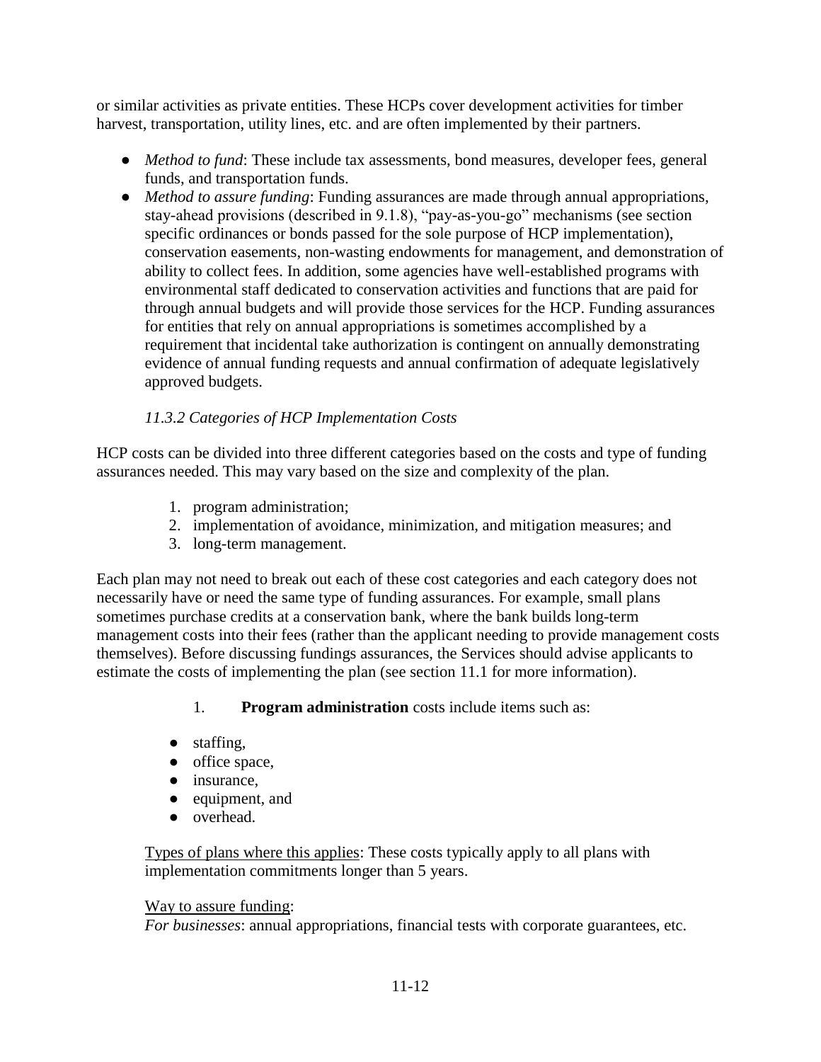or similar activities as private entities. These HCPs cover development activities for timber harvest, transportation, utility lines, etc. and are often implemented by their partners.

- *Method to fund*: These include tax assessments, bond measures, developer fees, general funds, and transportation funds.
- *Method to assure funding*: Funding assurances are made through annual appropriations, stay-ahead provisions (described in 9.1.8), "pay-as-you-go" mechanisms (see section specific ordinances or bonds passed for the sole purpose of HCP implementation), conservation easements, non-wasting endowments for management, and demonstration of ability to collect fees. In addition, some agencies have well-established programs with environmental staff dedicated to conservation activities and functions that are paid for through annual budgets and will provide those services for the HCP. Funding assurances for entities that rely on annual appropriations is sometimes accomplished by a requirement that incidental take authorization is contingent on annually demonstrating evidence of annual funding requests and annual confirmation of adequate legislatively approved budgets.

### *11.3.2 Categories of HCP Implementation Costs*

HCP costs can be divided into three different categories based on the costs and type of funding assurances needed. This may vary based on the size and complexity of the plan.

1. program administration;
2. implementation of avoidance, minimization, and mitigation measures; and
3. long-term management.

Each plan may not need to break out each of these cost categories and each category does not necessarily have or need the same type of funding assurances. For example, small plans sometimes purchase credits at a conservation bank, where the bank builds long-term management costs into their fees (rather than the applicant needing to provide management costs themselves). Before discussing fundings assurances, the Services should advise applicants to estimate the costs of implementing the plan (see section 11.1 for more information).

1. **Program administration** costs include items such as:

- staffing,
- office space,
- insurance,
- equipment, and
- overhead.

Types of plans where this applies: These costs typically apply to all plans with implementation commitments longer than 5 years.

Way to assure funding:
*For businesses*: annual appropriations, financial tests with corporate guarantees, etc.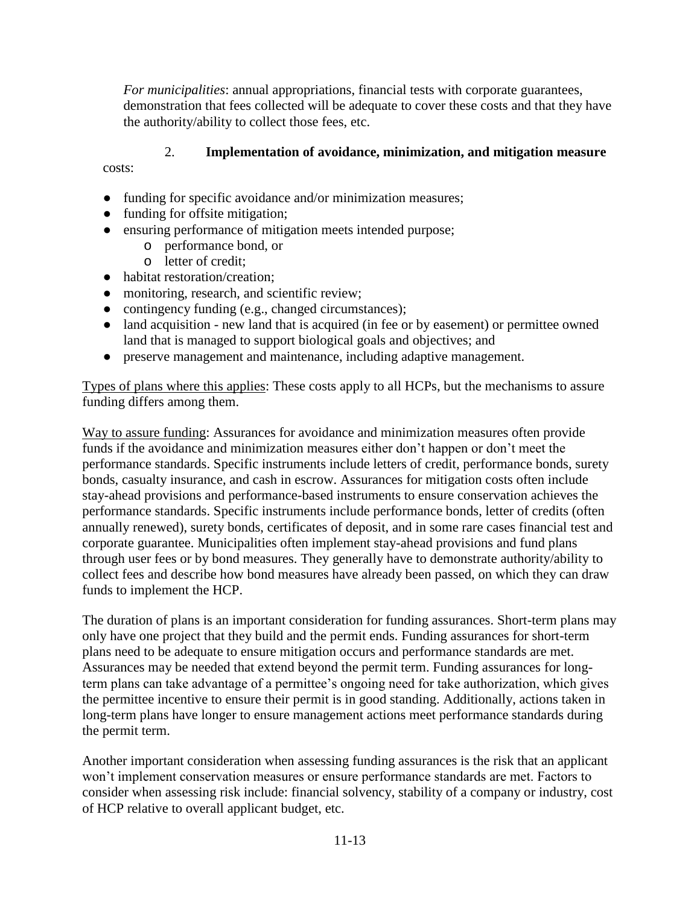*For municipalities*: annual appropriations, financial tests with corporate guarantees, demonstration that fees collected will be adequate to cover these costs and that they have the authority/ability to collect those fees, etc.

2. **Implementation of avoidance, minimization, and mitigation measure** costs:

- funding for specific avoidance and/or minimization measures;
- funding for offsite mitigation;
- ensuring performance of mitigation meets intended purpose;
  - performance bond, or
  - letter of credit;
- habitat restoration/creation;
- monitoring, research, and scientific review;
- contingency funding (e.g., changed circumstances);
- land acquisition - new land that is acquired (in fee or by easement) or permittee owned land that is managed to support biological goals and objectives; and
- preserve management and maintenance, including adaptive management.

<u>Types of plans where this applies</u>: These costs apply to all HCPs, but the mechanisms to assure funding differs among them.

<u>Way to assure funding</u>: Assurances for avoidance and minimization measures often provide funds if the avoidance and minimization measures either don't happen or don't meet the performance standards. Specific instruments include letters of credit, performance bonds, surety bonds, casualty insurance, and cash in escrow. Assurances for mitigation costs often include stay-ahead provisions and performance-based instruments to ensure conservation achieves the performance standards. Specific instruments include performance bonds, letter of credits (often annually renewed), surety bonds, certificates of deposit, and in some rare cases financial test and corporate guarantee. Municipalities often implement stay-ahead provisions and fund plans through user fees or by bond measures. They generally have to demonstrate authority/ability to collect fees and describe how bond measures have already been passed, on which they can draw funds to implement the HCP.

The duration of plans is an important consideration for funding assurances. Short-term plans may only have one project that they build and the permit ends. Funding assurances for short-term plans need to be adequate to ensure mitigation occurs and performance standards are met. Assurances may be needed that extend beyond the permit term. Funding assurances for long-term plans can take advantage of a permittee's ongoing need for take authorization, which gives the permittee incentive to ensure their permit is in good standing. Additionally, actions taken in long-term plans have longer to ensure management actions meet performance standards during the permit term.

Another important consideration when assessing funding assurances is the risk that an applicant won't implement conservation measures or ensure performance standards are met. Factors to consider when assessing risk include: financial solvency, stability of a company or industry, cost of HCP relative to overall applicant budget, etc.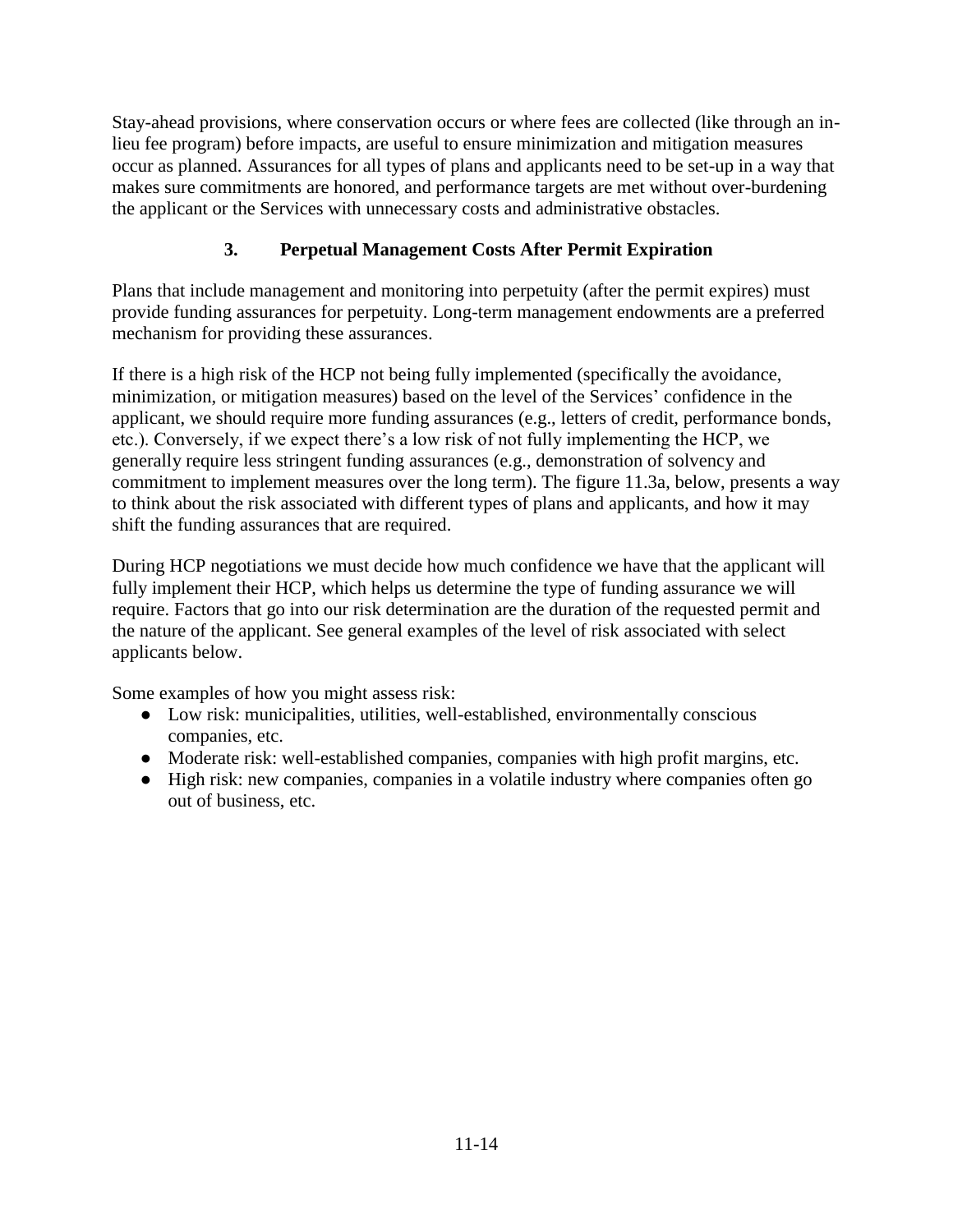Stay-ahead provisions, where conservation occurs or where fees are collected (like through an in-lieu fee program) before impacts, are useful to ensure minimization and mitigation measures occur as planned. Assurances for all types of plans and applicants need to be set-up in a way that makes sure commitments are honored, and performance targets are met without over-burdening the applicant or the Services with unnecessary costs and administrative obstacles.

### 3. Perpetual Management Costs After Permit Expiration

Plans that include management and monitoring into perpetuity (after the permit expires) must provide funding assurances for perpetuity. Long-term management endowments are a preferred mechanism for providing these assurances.

If there is a high risk of the HCP not being fully implemented (specifically the avoidance, minimization, or mitigation measures) based on the level of the Services' confidence in the applicant, we should require more funding assurances (e.g., letters of credit, performance bonds, etc.). Conversely, if we expect there's a low risk of not fully implementing the HCP, we generally require less stringent funding assurances (e.g., demonstration of solvency and commitment to implement measures over the long term). The figure 11.3a, below, presents a way to think about the risk associated with different types of plans and applicants, and how it may shift the funding assurances that are required.

During HCP negotiations we must decide how much confidence we have that the applicant will fully implement their HCP, which helps us determine the type of funding assurance we will require. Factors that go into our risk determination are the duration of the requested permit and the nature of the applicant. See general examples of the level of risk associated with select applicants below.

Some examples of how you might assess risk:

- Low risk: municipalities, utilities, well-established, environmentally conscious companies, etc.
- Moderate risk: well-established companies, companies with high profit margins, etc.
- High risk: new companies, companies in a volatile industry where companies often go out of business, etc.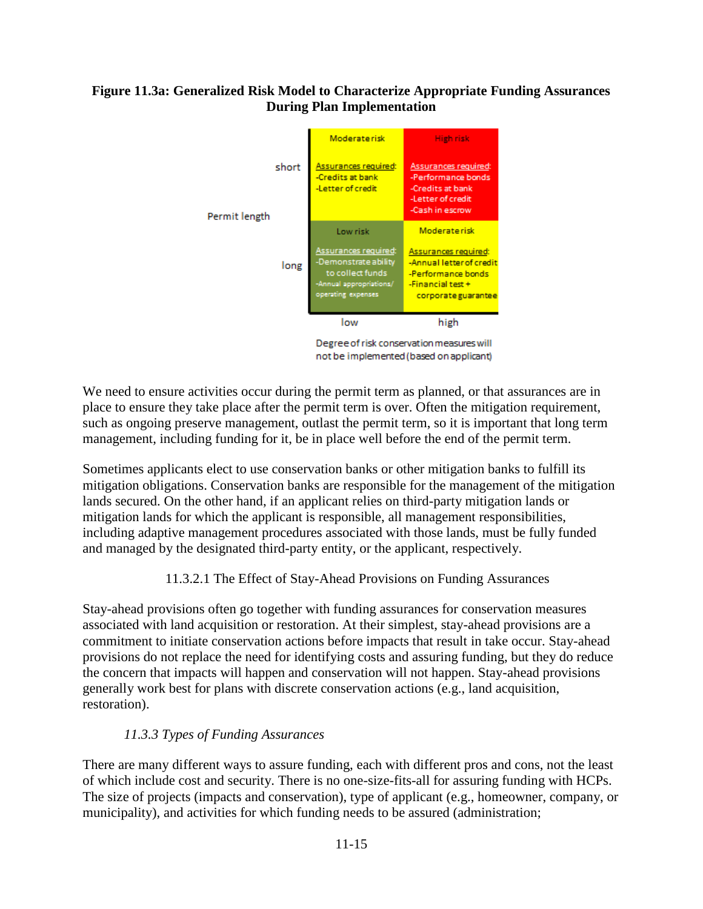**Figure 11.3a: Generalized Risk Model to Characterize Appropriate Funding Assurances During Plan Implementation**

| Permit length | low | high |
|---|---|---|
| short | Moderate risk<br><br>Assurances required:<br>-Credits at bank<br>-Letter of credit | High risk<br><br>Assurances required:<br>-Performance bonds<br>-Credits at bank<br>-Letter of credit<br>-Cash in escrow |
| long | Low risk<br><br>Assurances required:<br>-Demonstrate ability to collect funds<br>-Annual appropriations/ operating expenses | Moderate risk<br><br>Assurances required:<br>-Annual letter of credit<br>-Performance bonds<br>-Financial test + corporate guarantee |

Degree of risk conservation measures will not be implemented (based on applicant)

We need to ensure activities occur during the permit term as planned, or that assurances are in place to ensure they take place after the permit term is over. Often the mitigation requirement, such as ongoing preserve management, outlast the permit term, so it is important that long term management, including funding for it, be in place well before the end of the permit term.

Sometimes applicants elect to use conservation banks or other mitigation banks to fulfill its mitigation obligations. Conservation banks are responsible for the management of the mitigation lands secured. On the other hand, if an applicant relies on third-party mitigation lands or mitigation lands for which the applicant is responsible, all management responsibilities, including adaptive management procedures associated with those lands, must be fully funded and managed by the designated third-party entity, or the applicant, respectively.

##### 11.3.2.1 The Effect of Stay-Ahead Provisions on Funding Assurances

Stay-ahead provisions often go together with funding assurances for conservation measures associated with land acquisition or restoration. At their simplest, stay-ahead provisions are a commitment to initiate conservation actions before impacts that result in take occur. Stay-ahead provisions do not replace the need for identifying costs and assuring funding, but they do reduce the concern that impacts will happen and conservation will not happen. Stay-ahead provisions generally work best for plans with discrete conservation actions (e.g., land acquisition, restoration).

#### *11.3.3 Types of Funding Assurances*

There are many different ways to assure funding, each with different pros and cons, not the least of which include cost and security. There is no one-size-fits-all for assuring funding with HCPs. The size of projects (impacts and conservation), type of applicant (e.g., homeowner, company, or municipality), and activities for which funding needs to be assured (administration;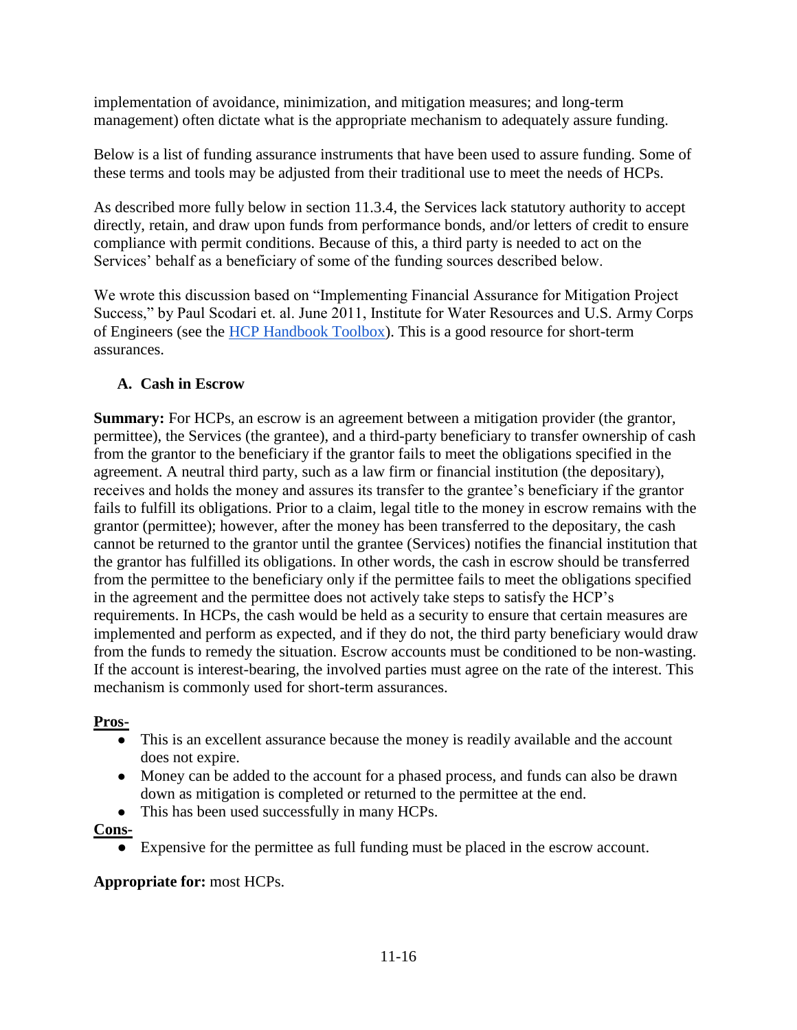implementation of avoidance, minimization, and mitigation measures; and long-term management) often dictate what is the appropriate mechanism to adequately assure funding.

Below is a list of funding assurance instruments that have been used to assure funding. Some of these terms and tools may be adjusted from their traditional use to meet the needs of HCPs.

As described more fully below in section 11.3.4, the Services lack statutory authority to accept directly, retain, and draw upon funds from performance bonds, and/or letters of credit to ensure compliance with permit conditions. Because of this, a third party is needed to act on the Services' behalf as a beneficiary of some of the funding sources described below.

We wrote this discussion based on "Implementing Financial Assurance for Mitigation Project Success," by Paul Scodari et. al. June 2011, Institute for Water Resources and U.S. Army Corps of Engineers (see the HCP Handbook Toolbox). This is a good resource for short-term assurances.

### A. Cash in Escrow

**Summary:** For HCPs, an escrow is an agreement between a mitigation provider (the grantor, permittee), the Services (the grantee), and a third-party beneficiary to transfer ownership of cash from the grantor to the beneficiary if the grantor fails to meet the obligations specified in the agreement. A neutral third party, such as a law firm or financial institution (the depositary), receives and holds the money and assures its transfer to the grantee's beneficiary if the grantor fails to fulfill its obligations. Prior to a claim, legal title to the money in escrow remains with the grantor (permittee); however, after the money has been transferred to the depositary, the cash cannot be returned to the grantor until the grantee (Services) notifies the financial institution that the grantor has fulfilled its obligations. In other words, the cash in escrow should be transferred from the permittee to the beneficiary only if the permittee fails to meet the obligations specified in the agreement and the permittee does not actively take steps to satisfy the HCP's requirements. In HCPs, the cash would be held as a security to ensure that certain measures are implemented and perform as expected, and if they do not, the third party beneficiary would draw from the funds to remedy the situation. Escrow accounts must be conditioned to be non-wasting. If the account is interest-bearing, the involved parties must agree on the rate of the interest. This mechanism is commonly used for short-term assurances.

**Pros-**

- This is an excellent assurance because the money is readily available and the account does not expire.
- Money can be added to the account for a phased process, and funds can also be drawn down as mitigation is completed or returned to the permittee at the end.
- This has been used successfully in many HCPs.

**Cons-**

- Expensive for the permittee as full funding must be placed in the escrow account.

**Appropriate for:** most HCPs.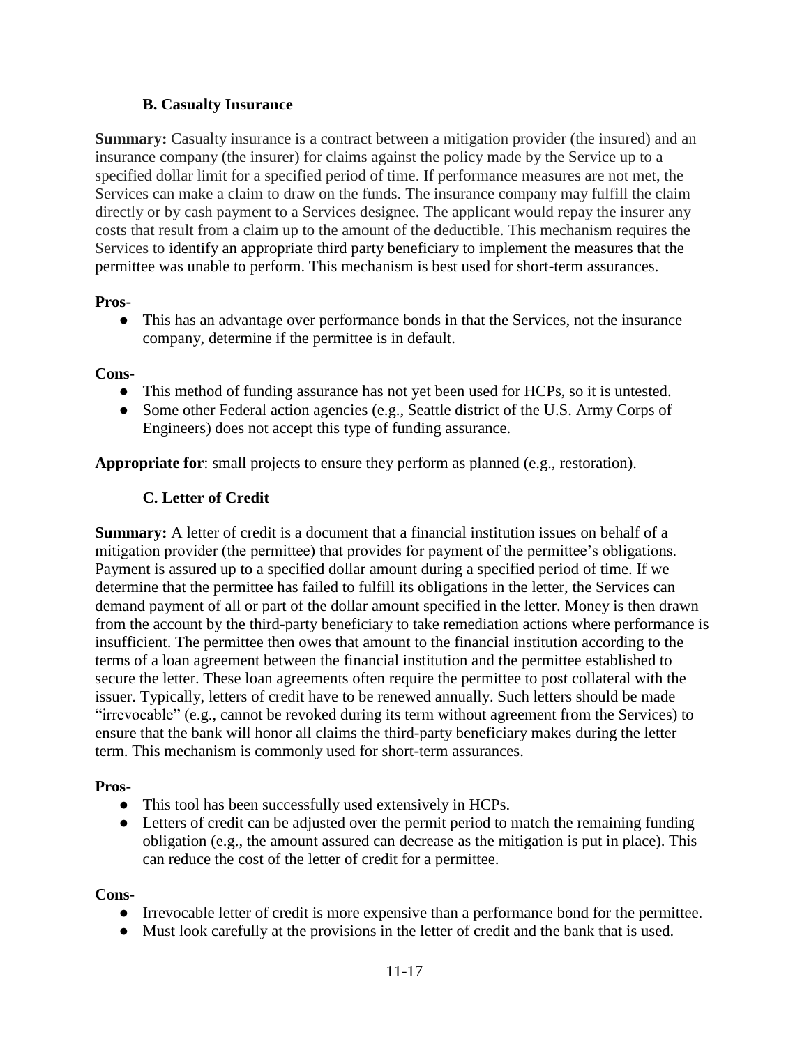### B. Casualty Insurance

**Summary:** Casualty insurance is a contract between a mitigation provider (the insured) and an insurance company (the insurer) for claims against the policy made by the Service up to a specified dollar limit for a specified period of time. If performance measures are not met, the Services can make a claim to draw on the funds. The insurance company may fulfill the claim directly or by cash payment to a Services designee. The applicant would repay the insurer any costs that result from a claim up to the amount of the deductible. This mechanism requires the Services to identify an appropriate third party beneficiary to implement the measures that the permittee was unable to perform. This mechanism is best used for short-term assurances.

**Pros-**

- This has an advantage over performance bonds in that the Services, not the insurance company, determine if the permittee is in default.

**Cons-**

- This method of funding assurance has not yet been used for HCPs, so it is untested.
- Some other Federal action agencies (e.g., Seattle district of the U.S. Army Corps of Engineers) does not accept this type of funding assurance.

**Appropriate for**: small projects to ensure they perform as planned (e.g., restoration).

### C. Letter of Credit

**Summary:** A letter of credit is a document that a financial institution issues on behalf of a mitigation provider (the permittee) that provides for payment of the permittee's obligations. Payment is assured up to a specified dollar amount during a specified period of time. If we determine that the permittee has failed to fulfill its obligations in the letter, the Services can demand payment of all or part of the dollar amount specified in the letter. Money is then drawn from the account by the third-party beneficiary to take remediation actions where performance is insufficient. The permittee then owes that amount to the financial institution according to the terms of a loan agreement between the financial institution and the permittee established to secure the letter. These loan agreements often require the permittee to post collateral with the issuer. Typically, letters of credit have to be renewed annually. Such letters should be made "irrevocable" (e.g., cannot be revoked during its term without agreement from the Services) to ensure that the bank will honor all claims the third-party beneficiary makes during the letter term. This mechanism is commonly used for short-term assurances.

**Pros-**

- This tool has been successfully used extensively in HCPs.
- Letters of credit can be adjusted over the permit period to match the remaining funding obligation (e.g., the amount assured can decrease as the mitigation is put in place). This can reduce the cost of the letter of credit for a permittee.

**Cons-**

- Irrevocable letter of credit is more expensive than a performance bond for the permittee.
- Must look carefully at the provisions in the letter of credit and the bank that is used.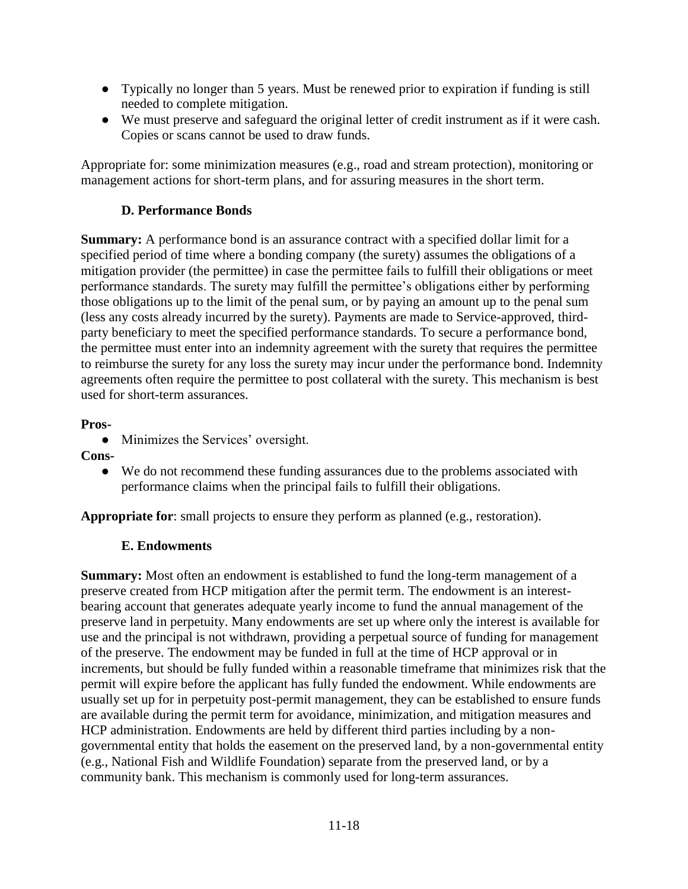- Typically no longer than 5 years. Must be renewed prior to expiration if funding is still needed to complete mitigation.
- We must preserve and safeguard the original letter of credit instrument as if it were cash. Copies or scans cannot be used to draw funds.

Appropriate for: some minimization measures (e.g., road and stream protection), monitoring or management actions for short-term plans, and for assuring measures in the short term.

### D. Performance Bonds

**Summary:** A performance bond is an assurance contract with a specified dollar limit for a specified period of time where a bonding company (the surety) assumes the obligations of a mitigation provider (the permittee) in case the permittee fails to fulfill their obligations or meet performance standards. The surety may fulfill the permittee's obligations either by performing those obligations up to the limit of the penal sum, or by paying an amount up to the penal sum (less any costs already incurred by the surety). Payments are made to Service-approved, third-party beneficiary to meet the specified performance standards. To secure a performance bond, the permittee must enter into an indemnity agreement with the surety that requires the permittee to reimburse the surety for any loss the surety may incur under the performance bond. Indemnity agreements often require the permittee to post collateral with the surety. This mechanism is best used for short-term assurances.

**Pros-**

- Minimizes the Services' oversight.

**Cons-**

- We do not recommend these funding assurances due to the problems associated with performance claims when the principal fails to fulfill their obligations.

**Appropriate for**: small projects to ensure they perform as planned (e.g., restoration).

### E. Endowments

**Summary:** Most often an endowment is established to fund the long-term management of a preserve created from HCP mitigation after the permit term. The endowment is an interest-bearing account that generates adequate yearly income to fund the annual management of the preserve land in perpetuity. Many endowments are set up where only the interest is available for use and the principal is not withdrawn, providing a perpetual source of funding for management of the preserve. The endowment may be funded in full at the time of HCP approval or in increments, but should be fully funded within a reasonable timeframe that minimizes risk that the permit will expire before the applicant has fully funded the endowment. While endowments are usually set up for in perpetuity post-permit management, they can be established to ensure funds are available during the permit term for avoidance, minimization, and mitigation measures and HCP administration. Endowments are held by different third parties including by a non-governmental entity that holds the easement on the preserved land, by a non-governmental entity (e.g., National Fish and Wildlife Foundation) separate from the preserved land, or by a community bank. This mechanism is commonly used for long-term assurances.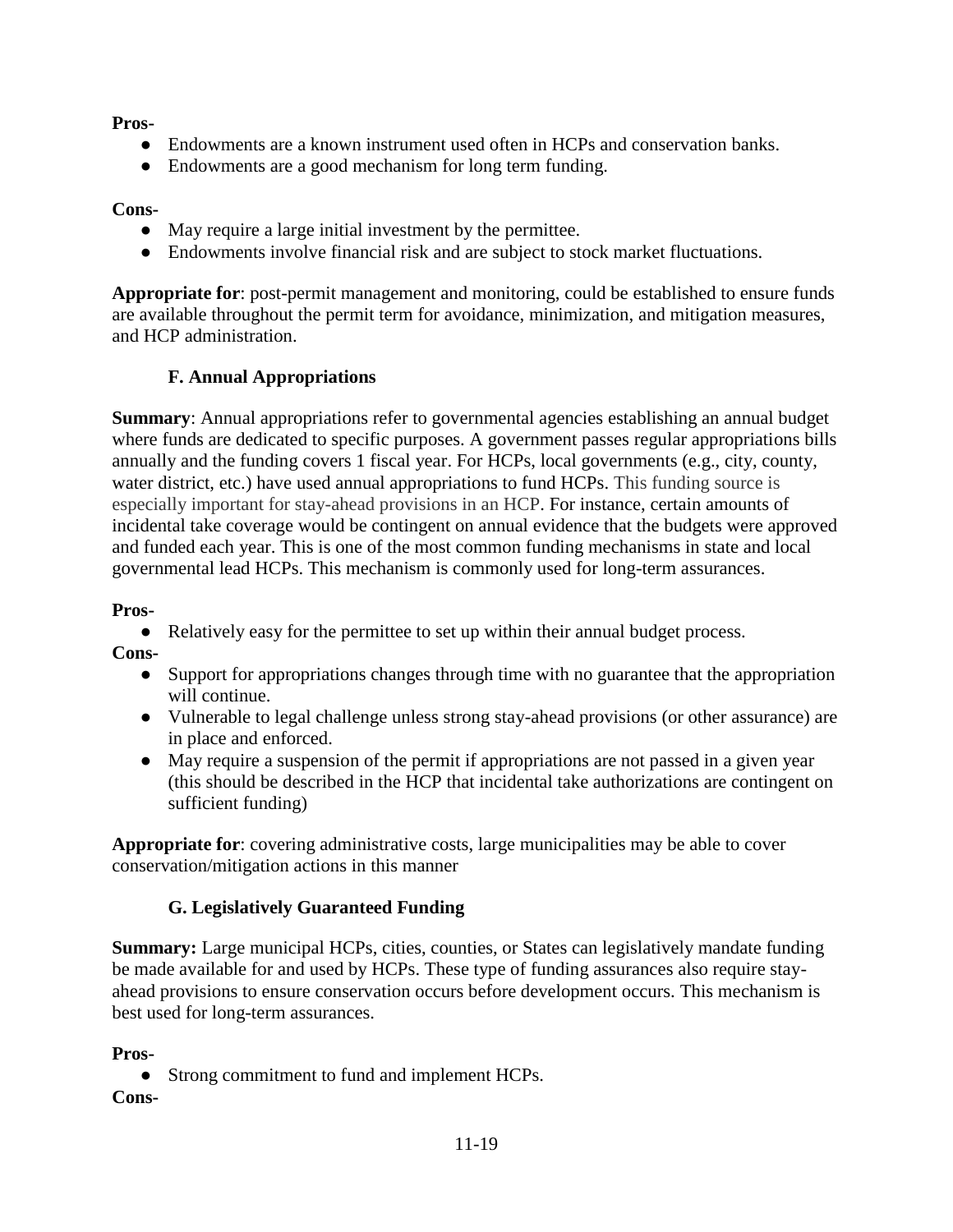**Pros-**

- Endowments are a known instrument used often in HCPs and conservation banks.
- Endowments are a good mechanism for long term funding.

**Cons-**

- May require a large initial investment by the permittee.
- Endowments involve financial risk and are subject to stock market fluctuations.

**Appropriate for**: post-permit management and monitoring, could be established to ensure funds are available throughout the permit term for avoidance, minimization, and mitigation measures, and HCP administration.

### F. Annual Appropriations

**Summary**: Annual appropriations refer to governmental agencies establishing an annual budget where funds are dedicated to specific purposes. A government passes regular appropriations bills annually and the funding covers 1 fiscal year. For HCPs, local governments (e.g., city, county, water district, etc.) have used annual appropriations to fund HCPs. This funding source is especially important for stay-ahead provisions in an HCP. For instance, certain amounts of incidental take coverage would be contingent on annual evidence that the budgets were approved and funded each year. This is one of the most common funding mechanisms in state and local governmental lead HCPs. This mechanism is commonly used for long-term assurances.

**Pros-**

- Relatively easy for the permittee to set up within their annual budget process.

**Cons-**

- Support for appropriations changes through time with no guarantee that the appropriation will continue.
- Vulnerable to legal challenge unless strong stay-ahead provisions (or other assurance) are in place and enforced.
- May require a suspension of the permit if appropriations are not passed in a given year (this should be described in the HCP that incidental take authorizations are contingent on sufficient funding)

**Appropriate for**: covering administrative costs, large municipalities may be able to cover conservation/mitigation actions in this manner

### G. Legislatively Guaranteed Funding

**Summary:** Large municipal HCPs, cities, counties, or States can legislatively mandate funding be made available for and used by HCPs. These type of funding assurances also require stay-ahead provisions to ensure conservation occurs before development occurs. This mechanism is best used for long-term assurances.

**Pros-**

- Strong commitment to fund and implement HCPs.

**Cons-**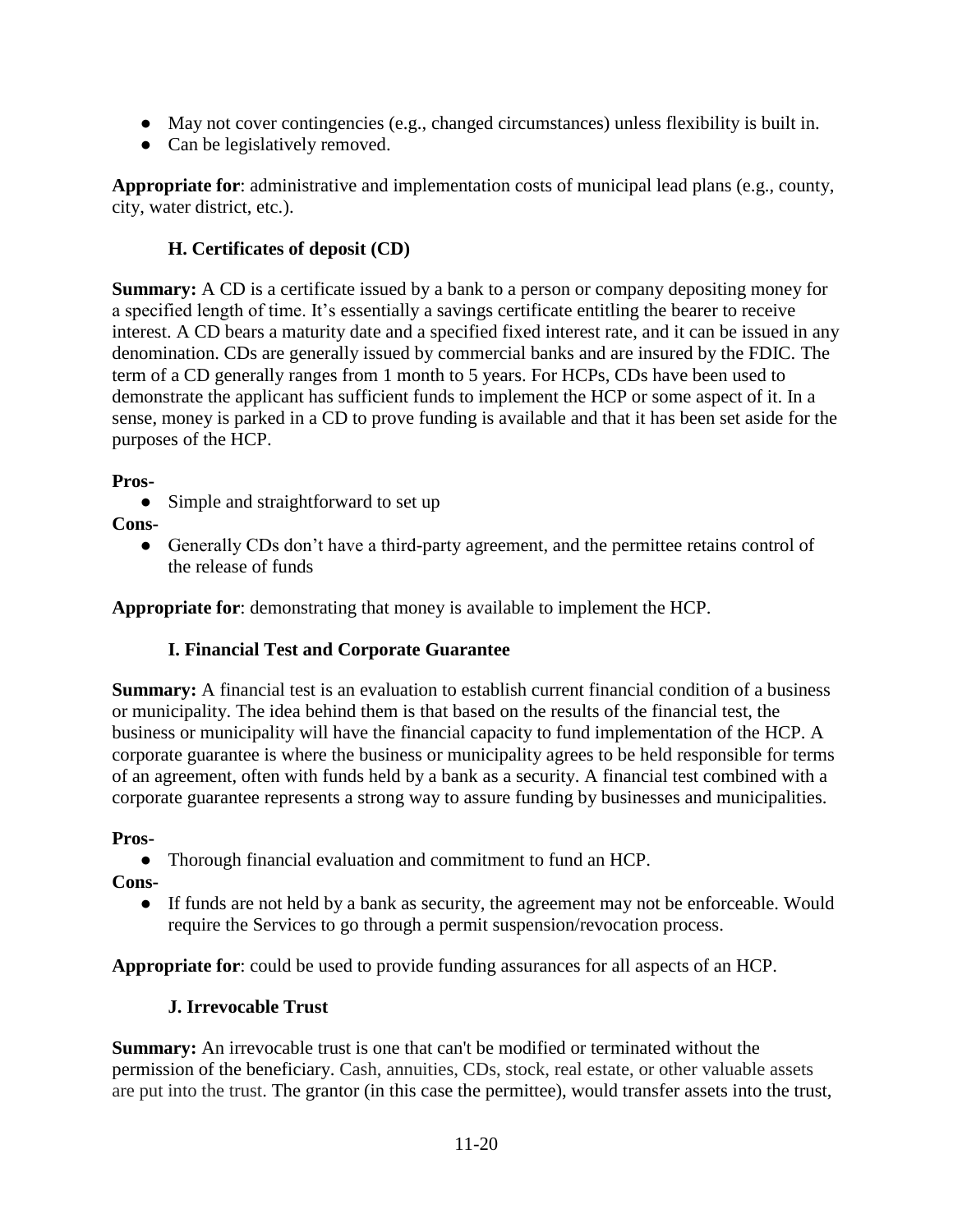- May not cover contingencies (e.g., changed circumstances) unless flexibility is built in.
- Can be legislatively removed.

**Appropriate for**: administrative and implementation costs of municipal lead plans (e.g., county, city, water district, etc.).

### H. Certificates of deposit (CD)

**Summary:** A CD is a certificate issued by a bank to a person or company depositing money for a specified length of time. It's essentially a savings certificate entitling the bearer to receive interest. A CD bears a maturity date and a specified fixed interest rate, and it can be issued in any denomination. CDs are generally issued by commercial banks and are insured by the FDIC. The term of a CD generally ranges from 1 month to 5 years. For HCPs, CDs have been used to demonstrate the applicant has sufficient funds to implement the HCP or some aspect of it. In a sense, money is parked in a CD to prove funding is available and that it has been set aside for the purposes of the HCP.

**Pros-**

- Simple and straightforward to set up

**Cons-**

- Generally CDs don't have a third-party agreement, and the permittee retains control of the release of funds

**Appropriate for**: demonstrating that money is available to implement the HCP.

### I. Financial Test and Corporate Guarantee

**Summary:** A financial test is an evaluation to establish current financial condition of a business or municipality. The idea behind them is that based on the results of the financial test, the business or municipality will have the financial capacity to fund implementation of the HCP. A corporate guarantee is where the business or municipality agrees to be held responsible for terms of an agreement, often with funds held by a bank as a security. A financial test combined with a corporate guarantee represents a strong way to assure funding by businesses and municipalities.

**Pros-**

- Thorough financial evaluation and commitment to fund an HCP.

**Cons-**

- If funds are not held by a bank as security, the agreement may not be enforceable. Would require the Services to go through a permit suspension/revocation process.

**Appropriate for**: could be used to provide funding assurances for all aspects of an HCP.

### J. Irrevocable Trust

**Summary:** An irrevocable trust is one that can't be modified or terminated without the permission of the beneficiary. Cash, annuities, CDs, stock, real estate, or other valuable assets are put into the trust. The grantor (in this case the permittee), would transfer assets into the trust,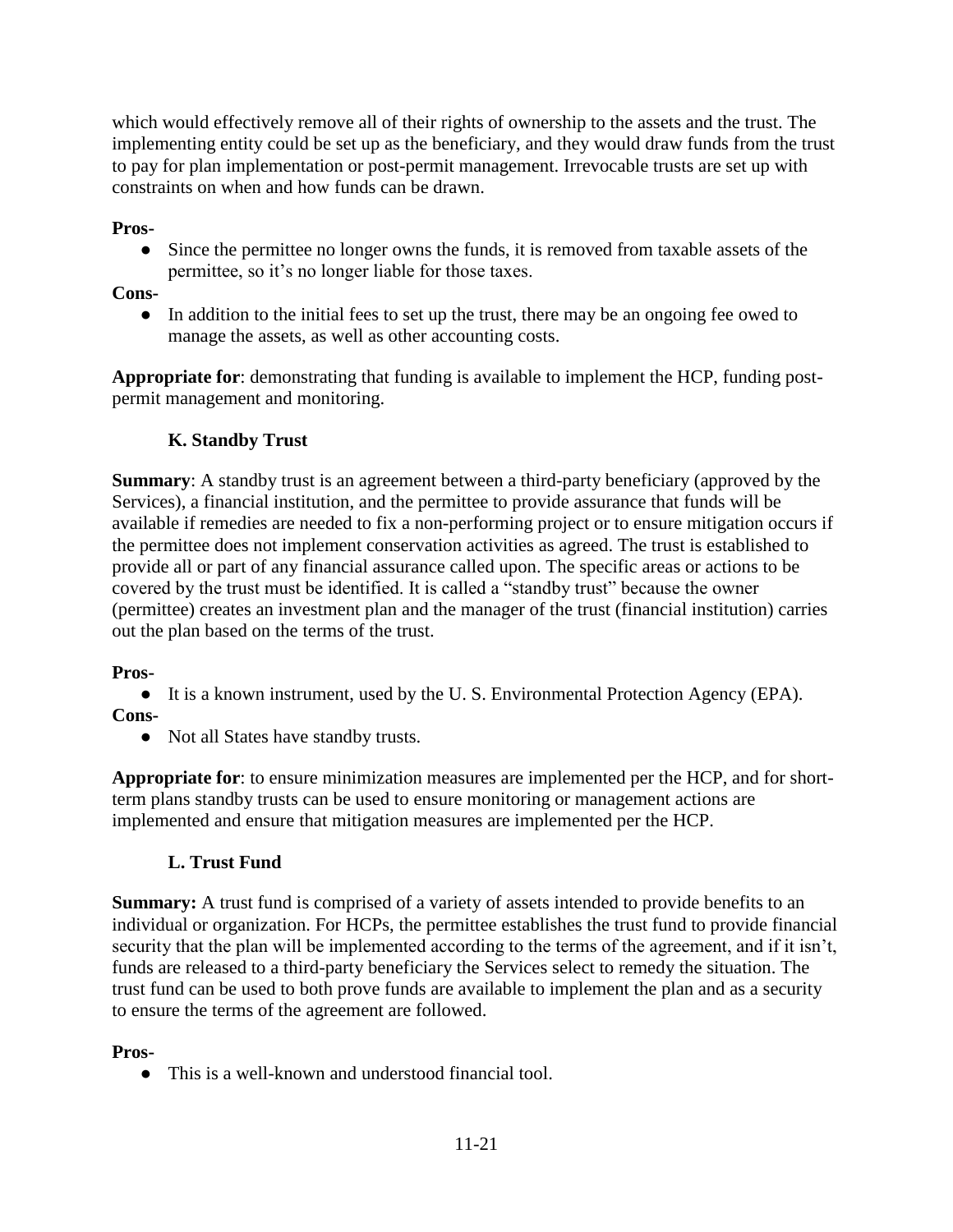which would effectively remove all of their rights of ownership to the assets and the trust. The implementing entity could be set up as the beneficiary, and they would draw funds from the trust to pay for plan implementation or post-permit management. Irrevocable trusts are set up with constraints on when and how funds can be drawn.

**Pros-**

- Since the permittee no longer owns the funds, it is removed from taxable assets of the permittee, so it's no longer liable for those taxes.

**Cons-**

- In addition to the initial fees to set up the trust, there may be an ongoing fee owed to manage the assets, as well as other accounting costs.

**Appropriate for**: demonstrating that funding is available to implement the HCP, funding post-permit management and monitoring.

### K. Standby Trust

**Summary**: A standby trust is an agreement between a third-party beneficiary (approved by the Services), a financial institution, and the permittee to provide assurance that funds will be available if remedies are needed to fix a non-performing project or to ensure mitigation occurs if the permittee does not implement conservation activities as agreed. The trust is established to provide all or part of any financial assurance called upon. The specific areas or actions to be covered by the trust must be identified. It is called a "standby trust" because the owner (permittee) creates an investment plan and the manager of the trust (financial institution) carries out the plan based on the terms of the trust.

**Pros-**

- It is a known instrument, used by the U. S. Environmental Protection Agency (EPA).

**Cons-**

- Not all States have standby trusts.

**Appropriate for**: to ensure minimization measures are implemented per the HCP, and for short-term plans standby trusts can be used to ensure monitoring or management actions are implemented and ensure that mitigation measures are implemented per the HCP.

### L. Trust Fund

**Summary:** A trust fund is comprised of a variety of assets intended to provide benefits to an individual or organization. For HCPs, the permittee establishes the trust fund to provide financial security that the plan will be implemented according to the terms of the agreement, and if it isn't, funds are released to a third-party beneficiary the Services select to remedy the situation. The trust fund can be used to both prove funds are available to implement the plan and as a security to ensure the terms of the agreement are followed.

**Pros-**

- This is a well-known and understood financial tool.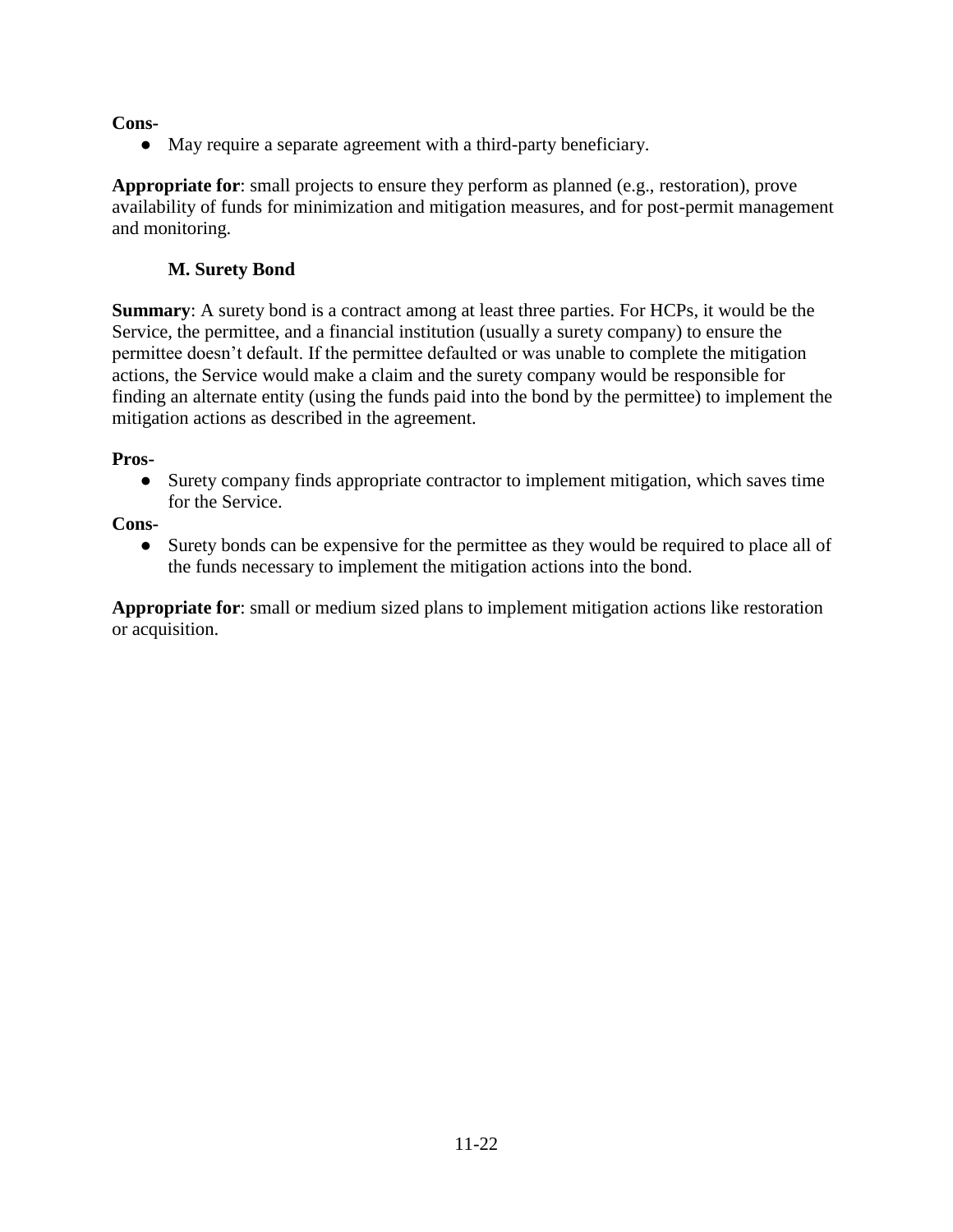**Cons-**

- May require a separate agreement with a third-party beneficiary.

**Appropriate for**: small projects to ensure they perform as planned (e.g., restoration), prove availability of funds for minimization and mitigation measures, and for post-permit management and monitoring.

### M. Surety Bond

**Summary**: A surety bond is a contract among at least three parties. For HCPs, it would be the Service, the permittee, and a financial institution (usually a surety company) to ensure the permittee doesn't default. If the permittee defaulted or was unable to complete the mitigation actions, the Service would make a claim and the surety company would be responsible for finding an alternate entity (using the funds paid into the bond by the permittee) to implement the mitigation actions as described in the agreement.

**Pros-**

- Surety company finds appropriate contractor to implement mitigation, which saves time for the Service.

**Cons-**

- Surety bonds can be expensive for the permittee as they would be required to place all of the funds necessary to implement the mitigation actions into the bond.

**Appropriate for**: small or medium sized plans to implement mitigation actions like restoration or acquisition.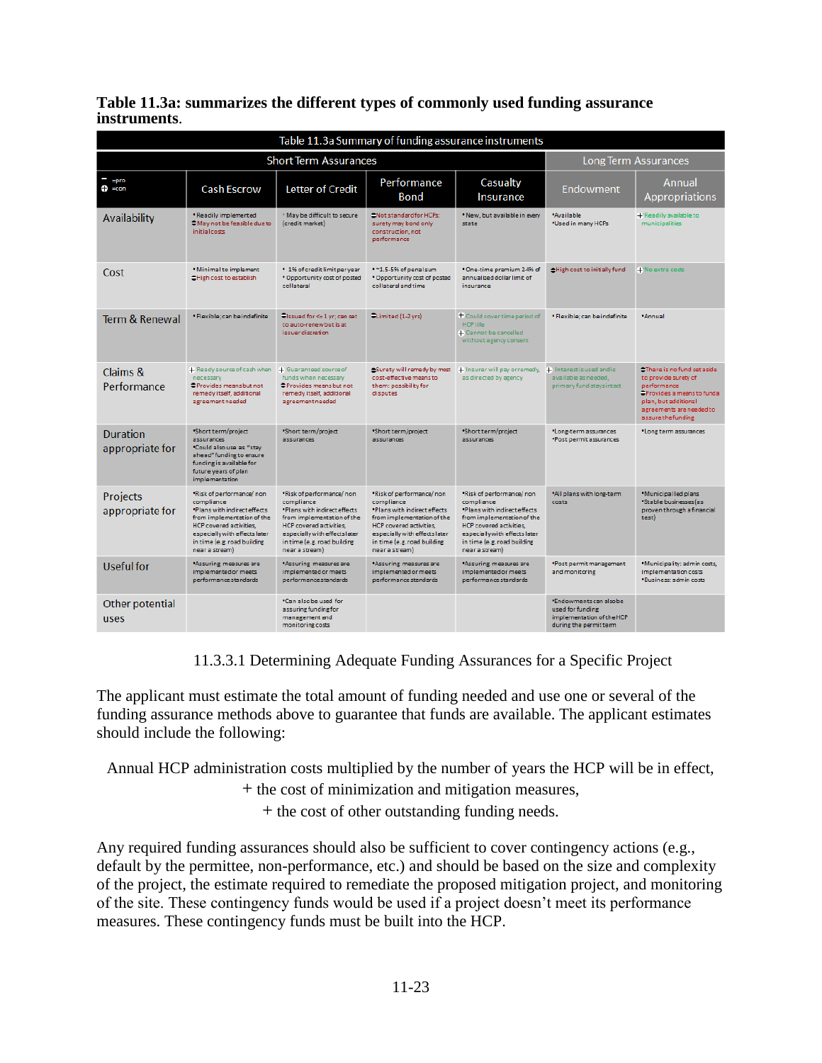**Table 11.3a: summarizes the different types of commonly used funding assurance instruments.**

| Table 11.3a Summary of funding assurance instruments | | | | | | |
|---|---|---|---|---|---|---|
| | Short Term Assurances | | | | Long Term Assurances | |
| − =pro<br>+ =con | Cash Escrow | Letter of Credit | Performance Bond | Casualty Insurance | Endowment | Annual Appropriations |
| Availability | • Readily implemented<br>− May not be feasible due to initial costs | • May be difficult to secure (credit market) | − Not standard for HCPs: surety may bond only construction, not performance | • New, but available in every state | • Available<br>• Used in many HCPs | + Readily available to municipalities |
| Cost | • Minimal to implement<br>− High cost to establish | • 1% of credit limit per year<br>• Opportunity cost of posted collateral | • ~1.5-5% of penal sum<br>• Opportunity cost of posted collateral and time | • One-time premium 2-4% of annualized dollar limit of insurance | − High cost to initially fund | + No extra costs |
| Term & Renewal | • Flexible; can be indefinite | − Issued for <= 1 yr; can set to auto-renew but is at issuer discretion | − Limited (1-2 yrs) | + Could cover time period of HCP life<br>+ Cannot be cancelled without agency consent | • Flexible; can be indefinite | • Annual |
| Claims & Performance | + Ready source of cash when necessary<br>− Provides means but not remedy itself, additional agreement needed | + Guaranteed source of funds when necessary<br>− Provides means but not remedy itself, additional agreement needed | − Surety will remedy by most cost-effective means to them: possibility for disputes | + Insurer will pay or remedy, as directed by agency | + Interest is used and is available as needed, primary fund stays intact | − There is no fund set aside to provide surety of performance<br>− Provides a means to fund a plan, but additional agreements are needed to assure the funding |
| Duration appropriate for | • Short term/project assurances<br>• Could also use as "stay ahead" funding to ensure funding is available for future years of plan implementation | • Short term/project assurances | • Short term/project assurances | • Short term/project assurances | • Long-term assurances<br>• Post permit assurances | • Long term assurances |
| Projects appropriate for | • Risk of performance/ non compliance<br>• Plans with indirect effects from implementation of the HCP covered activities, especially with effects later in time (e.g. road building near a stream) | • Risk of performance/ non compliance<br>• Plans with indirect effects from implementation of the HCP covered activities, especially with effects later in time (e.g. road building near a stream) | • Risk of performance/ non compliance<br>• Plans with indirect effects from implementation of the HCP covered activities, especially with effects later in time (e.g. road building near a stream) | • Risk of performance/ non compliance<br>• Plans with indirect effects from implementation of the HCP covered activities, especially with effects later in time (e.g. road building near a stream) | • All plans with long-term costs | • Municipal led plans<br>• Stable businesses (as proven through a financial test) |
| Useful for | • Assuring measures are implemented or meets performance standards | • Assuring measures are implemented or meets performance standards | • Assuring measures are implemented or meets performance standards | • Assuring measures are implemented or meets performance standards | • Post permit management and monitoring | • Municipality: admin costs, implementation costs<br>• Business: admin costs |
| Other potential uses | | • Can also be used for assuring funding for management and monitoring costs | | | • Endowments can also be used for funding implementation of the HCP during the permit term | |

### 11.3.3.1 Determining Adequate Funding Assurances for a Specific Project

The applicant must estimate the total amount of funding needed and use one or several of the funding assurance methods above to guarantee that funds are available. The applicant estimates should include the following:

Annual HCP administration costs multiplied by the number of years the HCP will be in effect,
+ the cost of minimization and mitigation measures,
+ the cost of other outstanding funding needs.

Any required funding assurances should also be sufficient to cover contingency actions (e.g., default by the permittee, non-performance, etc.) and should be based on the size and complexity of the project, the estimate required to remediate the proposed mitigation project, and monitoring of the site. These contingency funds would be used if a project doesn't meet its performance measures. These contingency funds must be built into the HCP.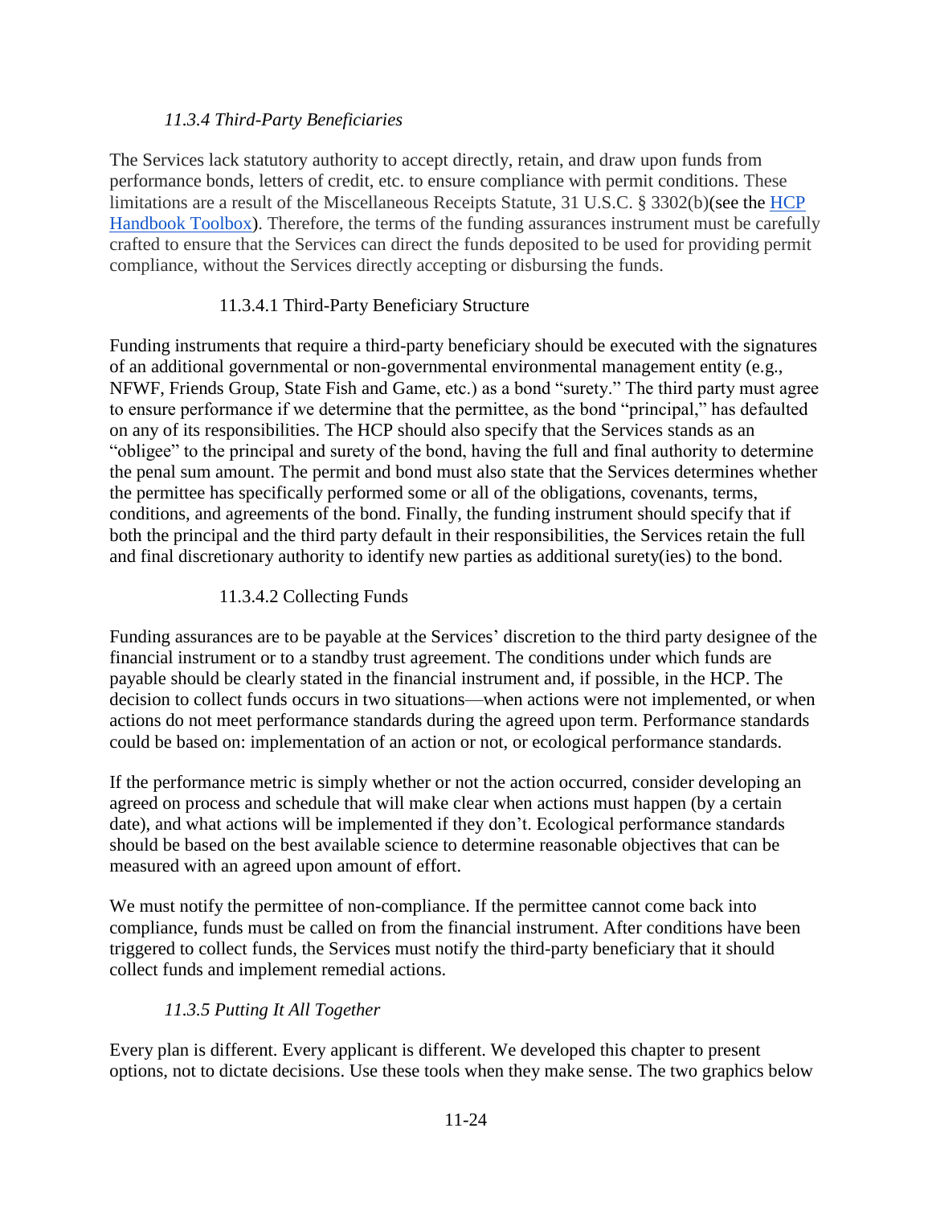### *11.3.4 Third-Party Beneficiaries*

The Services lack statutory authority to accept directly, retain, and draw upon funds from performance bonds, letters of credit, etc. to ensure compliance with permit conditions. These limitations are a result of the Miscellaneous Receipts Statute, 31 U.S.C. § 3302(b)(see the [HCP Handbook Toolbox]). Therefore, the terms of the funding assurances instrument must be carefully crafted to ensure that the Services can direct the funds deposited to be used for providing permit compliance, without the Services directly accepting or disbursing the funds.

#### 11.3.4.1 Third-Party Beneficiary Structure

Funding instruments that require a third-party beneficiary should be executed with the signatures of an additional governmental or non-governmental environmental management entity (e.g., NFWF, Friends Group, State Fish and Game, etc.) as a bond "surety." The third party must agree to ensure performance if we determine that the permittee, as the bond "principal," has defaulted on any of its responsibilities. The HCP should also specify that the Services stands as an "obligee" to the principal and surety of the bond, having the full and final authority to determine the penal sum amount. The permit and bond must also state that the Services determines whether the permittee has specifically performed some or all of the obligations, covenants, terms, conditions, and agreements of the bond. Finally, the funding instrument should specify that if both the principal and the third party default in their responsibilities, the Services retain the full and final discretionary authority to identify new parties as additional surety(ies) to the bond.

#### 11.3.4.2 Collecting Funds

Funding assurances are to be payable at the Services' discretion to the third party designee of the financial instrument or to a standby trust agreement. The conditions under which funds are payable should be clearly stated in the financial instrument and, if possible, in the HCP. The decision to collect funds occurs in two situations—when actions were not implemented, or when actions do not meet performance standards during the agreed upon term. Performance standards could be based on: implementation of an action or not, or ecological performance standards.

If the performance metric is simply whether or not the action occurred, consider developing an agreed on process and schedule that will make clear when actions must happen (by a certain date), and what actions will be implemented if they don't. Ecological performance standards should be based on the best available science to determine reasonable objectives that can be measured with an agreed upon amount of effort.

We must notify the permittee of non-compliance. If the permittee cannot come back into compliance, funds must be called on from the financial instrument. After conditions have been triggered to collect funds, the Services must notify the third-party beneficiary that it should collect funds and implement remedial actions.

### *11.3.5 Putting It All Together*

Every plan is different. Every applicant is different. We developed this chapter to present options, not to dictate decisions. Use these tools when they make sense. The two graphics below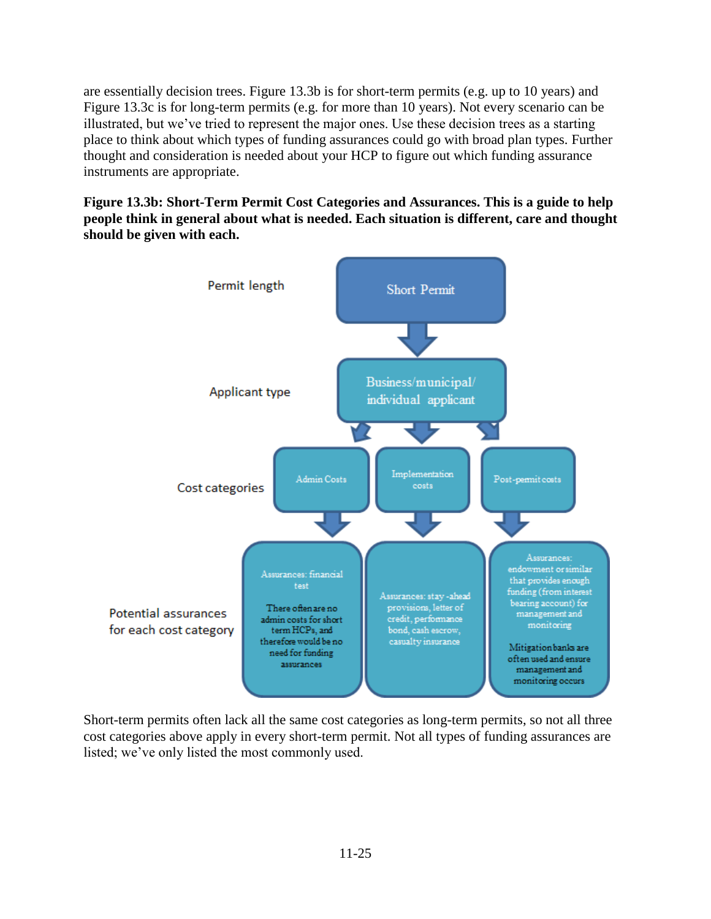are essentially decision trees. Figure 13.3b is for short-term permits (e.g. up to 10 years) and Figure 13.3c is for long-term permits (e.g. for more than 10 years). Not every scenario can be illustrated, but we've tried to represent the major ones. Use these decision trees as a starting place to think about which types of funding assurances could go with broad plan types. Further thought and consideration is needed about your HCP to figure out which funding assurance instruments are appropriate.

**Figure 13.3b: Short-Term Permit Cost Categories and Assurances. This is a guide to help people think in general about what is needed. Each situation is different, care and thought should be given with each.**

Permit length: Short Permit

Applicant type: Business/municipal/individual applicant

Cost categories: Admin Costs | Implementation costs | Post-permit costs

Potential assurances for each cost category:

- Admin Costs — Assurances: financial test. There often are no admin costs for short term HCPs, and therefore would be no need for funding assurances
- Implementation costs — Assurances: stay-ahead provisions, letter of credit, performance bond, cash escrow, casualty insurance
- Post-permit costs — Assurances: endowment or similar that provides enough funding (from interest bearing account) for management and monitoring. Mitigation banks are often used and ensure management and monitoring occurs

Short-term permits often lack all the same cost categories as long-term permits, so not all three cost categories above apply in every short-term permit. Not all types of funding assurances are listed; we've only listed the most commonly used.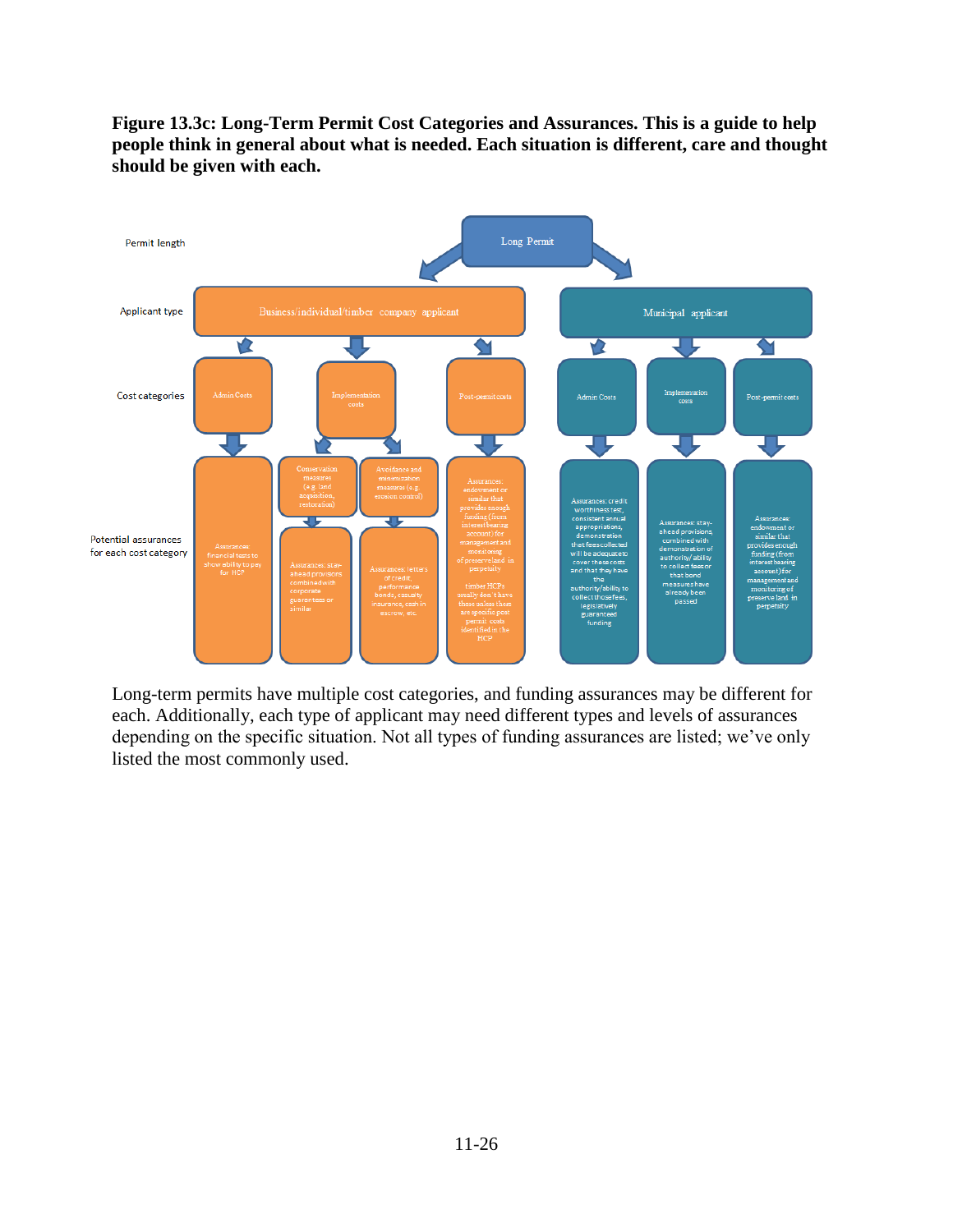**Figure 13.3c: Long-Term Permit Cost Categories and Assurances. This is a guide to help people think in general about what is needed. Each situation is different, care and thought should be given with each.**

Permit length

Long Permit

Applicant type

Business/individual/timber company applicant

Municipal applicant

Cost categories

Admin Costs

Implementation costs

Post-permit costs

Admin Costs

Implementation costs

Post-permit costs

Potential assurances for each cost category

Assurances: financial tests to show ability to pay for HCP

Conservation measures (e.g. land acquisition, restoration)

Avoidance and minimization measures (e.g. erosion control)

Assurances: stay-ahead provisions combined with corporate guarantees or similar

Assurances: letters of credit, performance bonds, casualty insurance, cash in escrow, etc.

Assurances: endowment or similar that provides enough funding (from interest bearing account) for management and monitoring of preserve land in perpetuity

timber HCPs usually don't have these unless there are specific post permit costs identified in the HCP

Assurances: credit worthiness test, consistent annual appropriations, demonstration that fees collected will be adequate to cover these costs and that they have the authority/ability to collect those fees, legislatively guaranteed funding

Assurances: stay-ahead provisions, combined with demonstration of authority/ability to collect fees or that bond measures have already been passed

Assurances: endowment or similar that provides enough funding (from interest bearing account) for management and monitoring of preserve land in perpetuity

Long-term permits have multiple cost categories, and funding assurances may be different for each. Additionally, each type of applicant may need different types and levels of assurances depending on the specific situation. Not all types of funding assurances are listed; we've only listed the most commonly used.